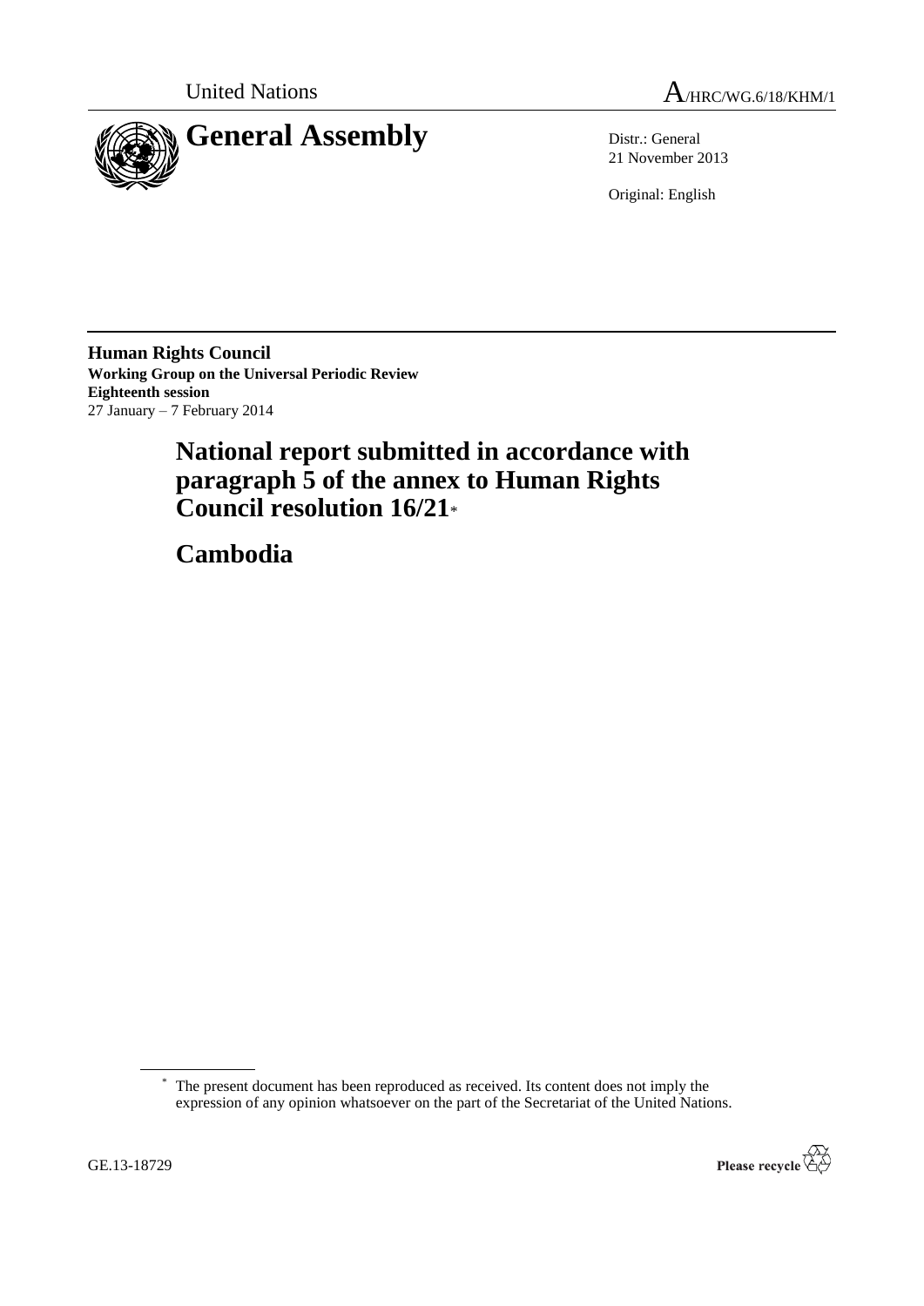United Nations

A/HRC/WG.6/18/KHM/1

# General Assembly

Distr.: General
21 November 2013

Original: English

**Human Rights Council**
**Working Group on the Universal Periodic Review**
**Eighteenth session**
27 January – 7 February 2014

# National report submitted in accordance with paragraph 5 of the annex to Human Rights Council resolution 16/21*

# Cambodia

\* The present document has been reproduced as received. Its content does not imply the expression of any opinion whatsoever on the part of the Secretariat of the United Nations.

GE.13-18729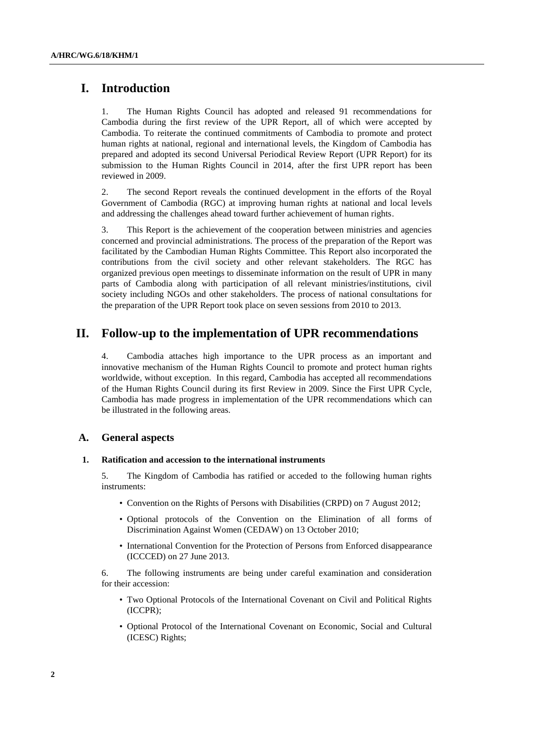# I. Introduction

1. The Human Rights Council has adopted and released 91 recommendations for Cambodia during the first review of the UPR Report, all of which were accepted by Cambodia. To reiterate the continued commitments of Cambodia to promote and protect human rights at national, regional and international levels, the Kingdom of Cambodia has prepared and adopted its second Universal Periodical Review Report (UPR Report) for its submission to the Human Rights Council in 2014, after the first UPR report has been reviewed in 2009.

2. The second Report reveals the continued development in the efforts of the Royal Government of Cambodia (RGC) at improving human rights at national and local levels and addressing the challenges ahead toward further achievement of human rights.

3. This Report is the achievement of the cooperation between ministries and agencies concerned and provincial administrations. The process of the preparation of the Report was facilitated by the Cambodian Human Rights Committee. This Report also incorporated the contributions from the civil society and other relevant stakeholders. The RGC has organized previous open meetings to disseminate information on the result of UPR in many parts of Cambodia along with participation of all relevant ministries/institutions, civil society including NGOs and other stakeholders. The process of national consultations for the preparation of the UPR Report took place on seven sessions from 2010 to 2013.

# II. Follow-up to the implementation of UPR recommendations

4. Cambodia attaches high importance to the UPR process as an important and innovative mechanism of the Human Rights Council to promote and protect human rights worldwide, without exception. In this regard, Cambodia has accepted all recommendations of the Human Rights Council during its first Review in 2009. Since the First UPR Cycle, Cambodia has made progress in implementation of the UPR recommendations which can be illustrated in the following areas.

## A. General aspects

### 1. Ratification and accession to the international instruments

5. The Kingdom of Cambodia has ratified or acceded to the following human rights instruments:

- Convention on the Rights of Persons with Disabilities (CRPD) on 7 August 2012;
- Optional protocols of the Convention on the Elimination of all forms of Discrimination Against Women (CEDAW) on 13 October 2010;
- International Convention for the Protection of Persons from Enforced disappearance (ICCCED) on 27 June 2013.

6. The following instruments are being under careful examination and consideration for their accession:

- Two Optional Protocols of the International Covenant on Civil and Political Rights (ICCPR);
- Optional Protocol of the International Covenant on Economic, Social and Cultural (ICESC) Rights;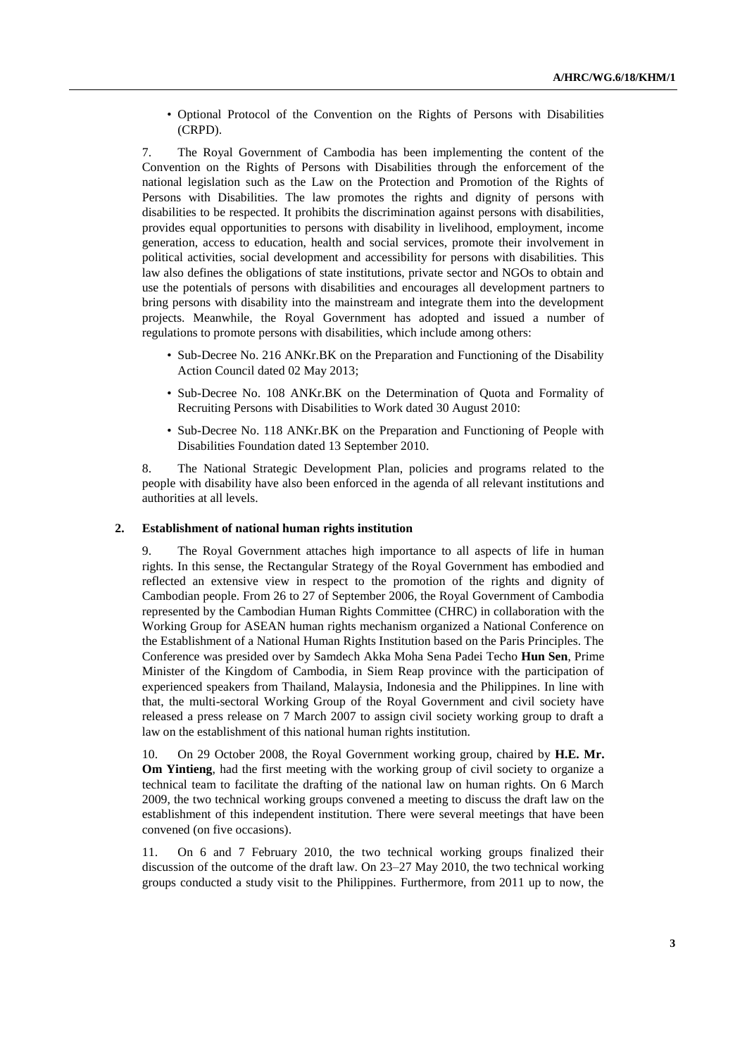- Optional Protocol of the Convention on the Rights of Persons with Disabilities (CRPD).

7. The Royal Government of Cambodia has been implementing the content of the Convention on the Rights of Persons with Disabilities through the enforcement of the national legislation such as the Law on the Protection and Promotion of the Rights of Persons with Disabilities. The law promotes the rights and dignity of persons with disabilities to be respected. It prohibits the discrimination against persons with disabilities, provides equal opportunities to persons with disability in livelihood, employment, income generation, access to education, health and social services, promote their involvement in political activities, social development and accessibility for persons with disabilities. This law also defines the obligations of state institutions, private sector and NGOs to obtain and use the potentials of persons with disabilities and encourages all development partners to bring persons with disability into the mainstream and integrate them into the development projects. Meanwhile, the Royal Government has adopted and issued a number of regulations to promote persons with disabilities, which include among others:

- Sub-Decree No. 216 ANKr.BK on the Preparation and Functioning of the Disability Action Council dated 02 May 2013;
- Sub-Decree No. 108 ANKr.BK on the Determination of Quota and Formality of Recruiting Persons with Disabilities to Work dated 30 August 2010:
- Sub-Decree No. 118 ANKr.BK on the Preparation and Functioning of People with Disabilities Foundation dated 13 September 2010.

8. The National Strategic Development Plan, policies and programs related to the people with disability have also been enforced in the agenda of all relevant institutions and authorities at all levels.

### 2. Establishment of national human rights institution

9. The Royal Government attaches high importance to all aspects of life in human rights. In this sense, the Rectangular Strategy of the Royal Government has embodied and reflected an extensive view in respect to the promotion of the rights and dignity of Cambodian people. From 26 to 27 of September 2006, the Royal Government of Cambodia represented by the Cambodian Human Rights Committee (CHRC) in collaboration with the Working Group for ASEAN human rights mechanism organized a National Conference on the Establishment of a National Human Rights Institution based on the Paris Principles. The Conference was presided over by Samdech Akka Moha Sena Padei Techo **Hun Sen**, Prime Minister of the Kingdom of Cambodia, in Siem Reap province with the participation of experienced speakers from Thailand, Malaysia, Indonesia and the Philippines. In line with that, the multi-sectoral Working Group of the Royal Government and civil society have released a press release on 7 March 2007 to assign civil society working group to draft a law on the establishment of this national human rights institution.

10. On 29 October 2008, the Royal Government working group, chaired by **H.E. Mr. Om Yintieng**, had the first meeting with the working group of civil society to organize a technical team to facilitate the drafting of the national law on human rights. On 6 March 2009, the two technical working groups convened a meeting to discuss the draft law on the establishment of this independent institution. There were several meetings that have been convened (on five occasions).

11. On 6 and 7 February 2010, the two technical working groups finalized their discussion of the outcome of the draft law. On 23–27 May 2010, the two technical working groups conducted a study visit to the Philippines. Furthermore, from 2011 up to now, the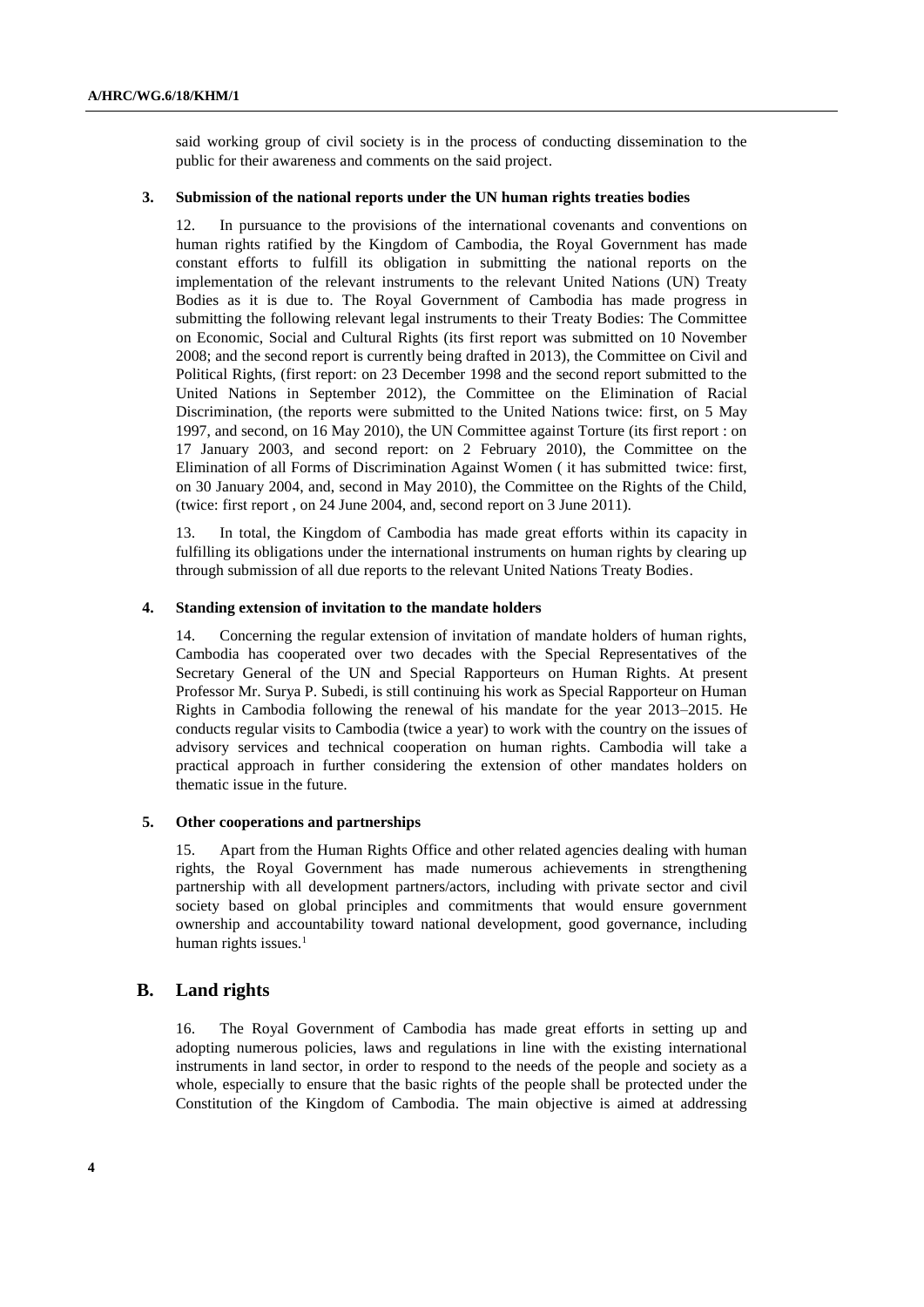said working group of civil society is in the process of conducting dissemination to the public for their awareness and comments on the said project.

### 3. Submission of the national reports under the UN human rights treaties bodies

12. In pursuance to the provisions of the international covenants and conventions on human rights ratified by the Kingdom of Cambodia, the Royal Government has made constant efforts to fulfill its obligation in submitting the national reports on the implementation of the relevant instruments to the relevant United Nations (UN) Treaty Bodies as it is due to. The Royal Government of Cambodia has made progress in submitting the following relevant legal instruments to their Treaty Bodies: The Committee on Economic, Social and Cultural Rights (its first report was submitted on 10 November 2008; and the second report is currently being drafted in 2013), the Committee on Civil and Political Rights, (first report: on 23 December 1998 and the second report submitted to the United Nations in September 2012), the Committee on the Elimination of Racial Discrimination, (the reports were submitted to the United Nations twice: first, on 5 May 1997, and second, on 16 May 2010), the UN Committee against Torture (its first report : on 17 January 2003, and second report: on 2 February 2010), the Committee on the Elimination of all Forms of Discrimination Against Women ( it has submitted twice: first, on 30 January 2004, and, second in May 2010), the Committee on the Rights of the Child, (twice: first report , on 24 June 2004, and, second report on 3 June 2011).

13. In total, the Kingdom of Cambodia has made great efforts within its capacity in fulfilling its obligations under the international instruments on human rights by clearing up through submission of all due reports to the relevant United Nations Treaty Bodies.

### 4. Standing extension of invitation to the mandate holders

14. Concerning the regular extension of invitation of mandate holders of human rights, Cambodia has cooperated over two decades with the Special Representatives of the Secretary General of the UN and Special Rapporteurs on Human Rights. At present Professor Mr. Surya P. Subedi, is still continuing his work as Special Rapporteur on Human Rights in Cambodia following the renewal of his mandate for the year 2013–2015. He conducts regular visits to Cambodia (twice a year) to work with the country on the issues of advisory services and technical cooperation on human rights. Cambodia will take a practical approach in further considering the extension of other mandates holders on thematic issue in the future.

### 5. Other cooperations and partnerships

15. Apart from the Human Rights Office and other related agencies dealing with human rights, the Royal Government has made numerous achievements in strengthening partnership with all development partners/actors, including with private sector and civil society based on global principles and commitments that would ensure government ownership and accountability toward national development, good governance, including human rights issues.[1]

## B. Land rights

16. The Royal Government of Cambodia has made great efforts in setting up and adopting numerous policies, laws and regulations in line with the existing international instruments in land sector, in order to respond to the needs of the people and society as a whole, especially to ensure that the basic rights of the people shall be protected under the Constitution of the Kingdom of Cambodia. The main objective is aimed at addressing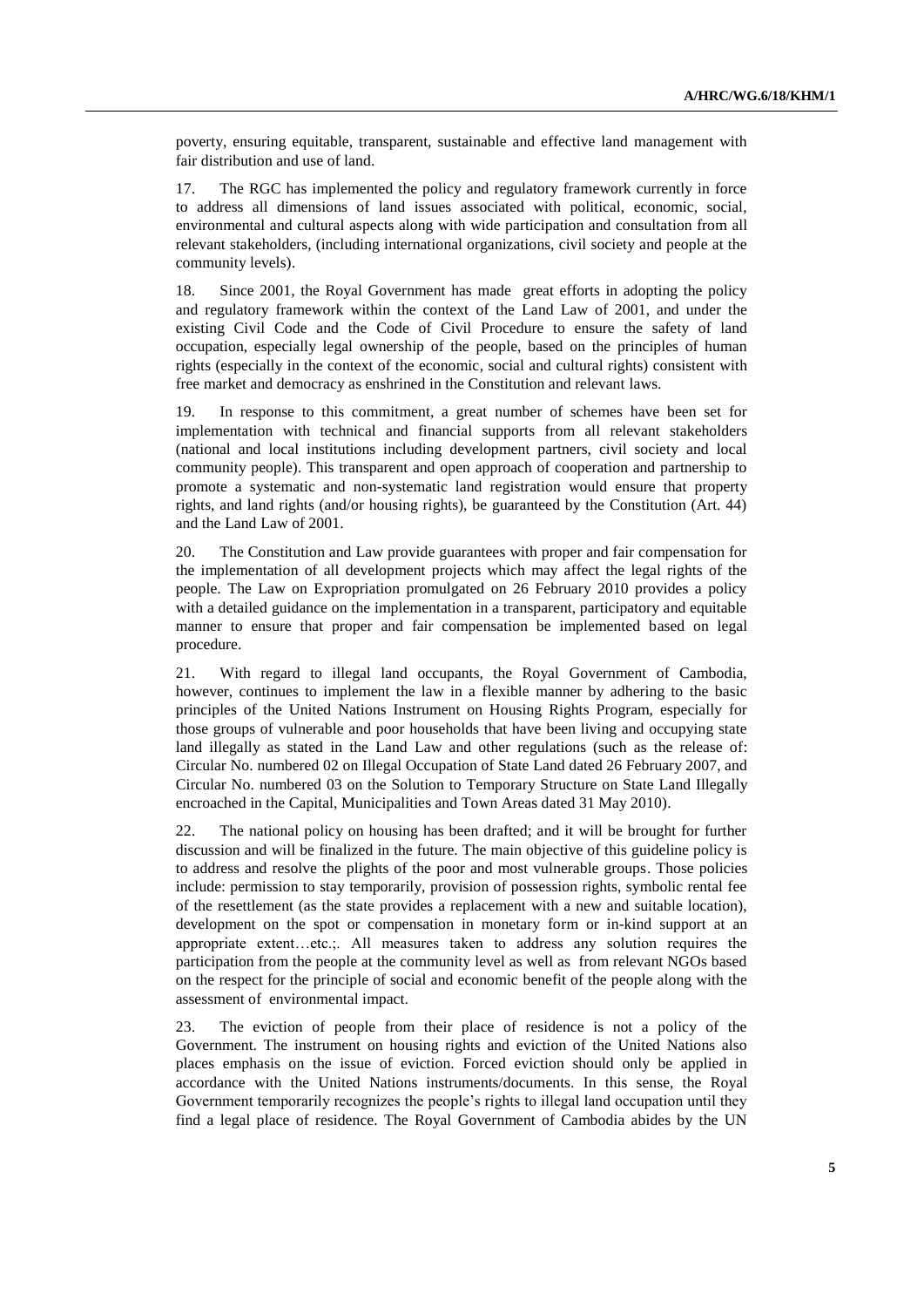poverty, ensuring equitable, transparent, sustainable and effective land management with fair distribution and use of land.

17. The RGC has implemented the policy and regulatory framework currently in force to address all dimensions of land issues associated with political, economic, social, environmental and cultural aspects along with wide participation and consultation from all relevant stakeholders, (including international organizations, civil society and people at the community levels).

18. Since 2001, the Royal Government has made great efforts in adopting the policy and regulatory framework within the context of the Land Law of 2001, and under the existing Civil Code and the Code of Civil Procedure to ensure the safety of land occupation, especially legal ownership of the people, based on the principles of human rights (especially in the context of the economic, social and cultural rights) consistent with free market and democracy as enshrined in the Constitution and relevant laws.

19. In response to this commitment, a great number of schemes have been set for implementation with technical and financial supports from all relevant stakeholders (national and local institutions including development partners, civil society and local community people). This transparent and open approach of cooperation and partnership to promote a systematic and non-systematic land registration would ensure that property rights, and land rights (and/or housing rights), be guaranteed by the Constitution (Art. 44) and the Land Law of 2001.

20. The Constitution and Law provide guarantees with proper and fair compensation for the implementation of all development projects which may affect the legal rights of the people. The Law on Expropriation promulgated on 26 February 2010 provides a policy with a detailed guidance on the implementation in a transparent, participatory and equitable manner to ensure that proper and fair compensation be implemented based on legal procedure.

21. With regard to illegal land occupants, the Royal Government of Cambodia, however, continues to implement the law in a flexible manner by adhering to the basic principles of the United Nations Instrument on Housing Rights Program, especially for those groups of vulnerable and poor households that have been living and occupying state land illegally as stated in the Land Law and other regulations (such as the release of: Circular No. numbered 02 on Illegal Occupation of State Land dated 26 February 2007, and Circular No. numbered 03 on the Solution to Temporary Structure on State Land Illegally encroached in the Capital, Municipalities and Town Areas dated 31 May 2010).

22. The national policy on housing has been drafted; and it will be brought for further discussion and will be finalized in the future. The main objective of this guideline policy is to address and resolve the plights of the poor and most vulnerable groups. Those policies include: permission to stay temporarily, provision of possession rights, symbolic rental fee of the resettlement (as the state provides a replacement with a new and suitable location), development on the spot or compensation in monetary form or in-kind support at an appropriate extent…etc.;. All measures taken to address any solution requires the participation from the people at the community level as well as from relevant NGOs based on the respect for the principle of social and economic benefit of the people along with the assessment of environmental impact.

23. The eviction of people from their place of residence is not a policy of the Government. The instrument on housing rights and eviction of the United Nations also places emphasis on the issue of eviction. Forced eviction should only be applied in accordance with the United Nations instruments/documents. In this sense, the Royal Government temporarily recognizes the people's rights to illegal land occupation until they find a legal place of residence. The Royal Government of Cambodia abides by the UN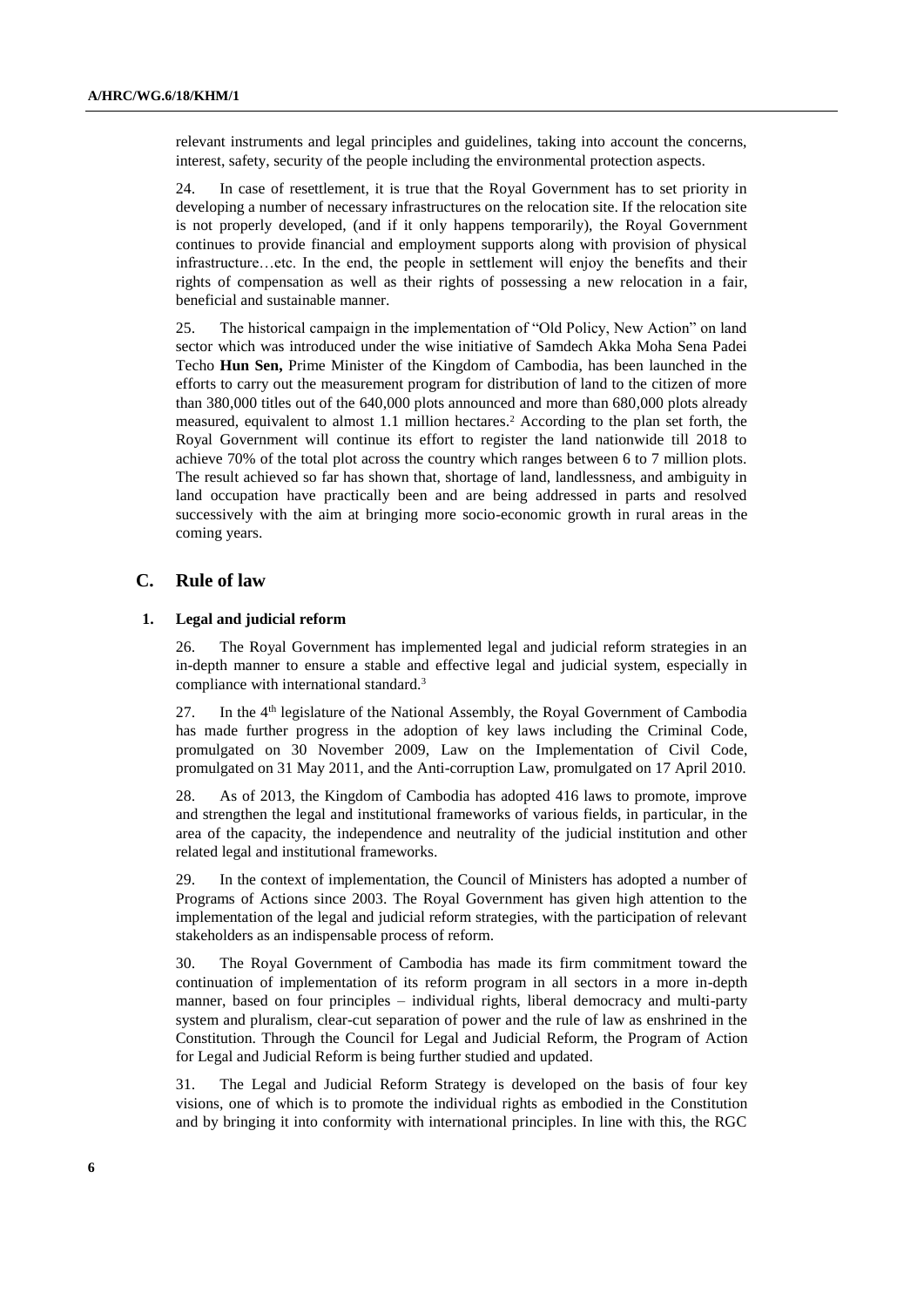relevant instruments and legal principles and guidelines, taking into account the concerns, interest, safety, security of the people including the environmental protection aspects.

24. In case of resettlement, it is true that the Royal Government has to set priority in developing a number of necessary infrastructures on the relocation site. If the relocation site is not properly developed, (and if it only happens temporarily), the Royal Government continues to provide financial and employment supports along with provision of physical infrastructure…etc. In the end, the people in settlement will enjoy the benefits and their rights of compensation as well as their rights of possessing a new relocation in a fair, beneficial and sustainable manner.

25. The historical campaign in the implementation of "Old Policy, New Action" on land sector which was introduced under the wise initiative of Samdech Akka Moha Sena Padei Techo **Hun Sen,** Prime Minister of the Kingdom of Cambodia, has been launched in the efforts to carry out the measurement program for distribution of land to the citizen of more than 380,000 titles out of the 640,000 plots announced and more than 680,000 plots already measured, equivalent to almost 1.1 million hectares.[2] According to the plan set forth, the Royal Government will continue its effort to register the land nationwide till 2018 to achieve 70% of the total plot across the country which ranges between 6 to 7 million plots. The result achieved so far has shown that, shortage of land, landlessness, and ambiguity in land occupation have practically been and are being addressed in parts and resolved successively with the aim at bringing more socio-economic growth in rural areas in the coming years.

## C. Rule of law

### 1. Legal and judicial reform

26. The Royal Government has implemented legal and judicial reform strategies in an in-depth manner to ensure a stable and effective legal and judicial system, especially in compliance with international standard.[3]

27. In the 4th legislature of the National Assembly, the Royal Government of Cambodia has made further progress in the adoption of key laws including the Criminal Code, promulgated on 30 November 2009, Law on the Implementation of Civil Code, promulgated on 31 May 2011, and the Anti-corruption Law, promulgated on 17 April 2010.

28. As of 2013, the Kingdom of Cambodia has adopted 416 laws to promote, improve and strengthen the legal and institutional frameworks of various fields, in particular, in the area of the capacity, the independence and neutrality of the judicial institution and other related legal and institutional frameworks.

29. In the context of implementation, the Council of Ministers has adopted a number of Programs of Actions since 2003. The Royal Government has given high attention to the implementation of the legal and judicial reform strategies, with the participation of relevant stakeholders as an indispensable process of reform.

30. The Royal Government of Cambodia has made its firm commitment toward the continuation of implementation of its reform program in all sectors in a more in-depth manner, based on four principles – individual rights, liberal democracy and multi-party system and pluralism, clear-cut separation of power and the rule of law as enshrined in the Constitution. Through the Council for Legal and Judicial Reform, the Program of Action for Legal and Judicial Reform is being further studied and updated.

31. The Legal and Judicial Reform Strategy is developed on the basis of four key visions, one of which is to promote the individual rights as embodied in the Constitution and by bringing it into conformity with international principles. In line with this, the RGC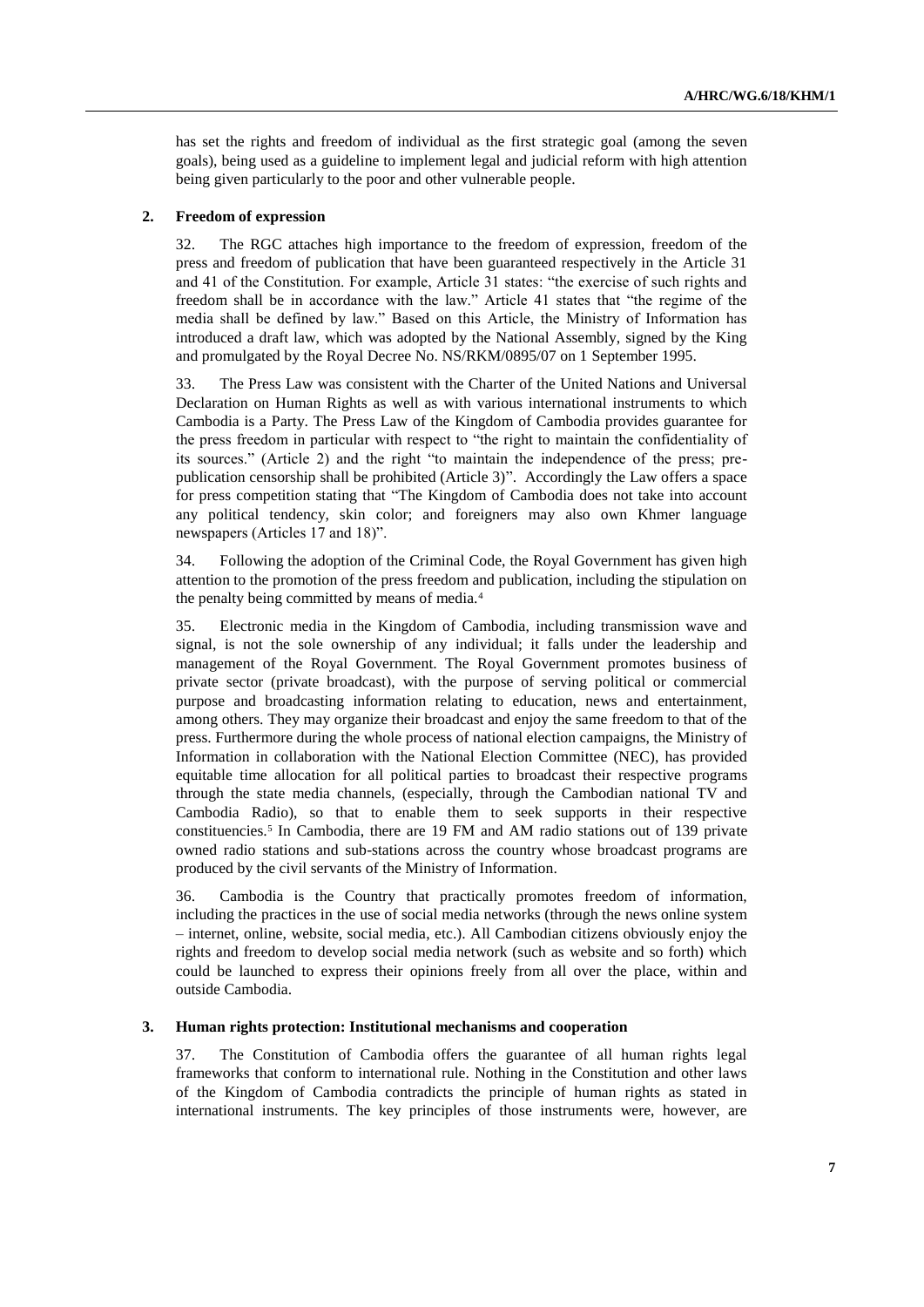has set the rights and freedom of individual as the first strategic goal (among the seven goals), being used as a guideline to implement legal and judicial reform with high attention being given particularly to the poor and other vulnerable people.

### 2. Freedom of expression

32. The RGC attaches high importance to the freedom of expression, freedom of the press and freedom of publication that have been guaranteed respectively in the Article 31 and 41 of the Constitution. For example, Article 31 states: "the exercise of such rights and freedom shall be in accordance with the law." Article 41 states that "the regime of the media shall be defined by law." Based on this Article, the Ministry of Information has introduced a draft law, which was adopted by the National Assembly, signed by the King and promulgated by the Royal Decree No. NS/RKM/0895/07 on 1 September 1995.

33. The Press Law was consistent with the Charter of the United Nations and Universal Declaration on Human Rights as well as with various international instruments to which Cambodia is a Party. The Press Law of the Kingdom of Cambodia provides guarantee for the press freedom in particular with respect to "the right to maintain the confidentiality of its sources." (Article 2) and the right "to maintain the independence of the press; pre-publication censorship shall be prohibited (Article 3)". Accordingly the Law offers a space for press competition stating that "The Kingdom of Cambodia does not take into account any political tendency, skin color; and foreigners may also own Khmer language newspapers (Articles 17 and 18)".

34. Following the adoption of the Criminal Code, the Royal Government has given high attention to the promotion of the press freedom and publication, including the stipulation on the penalty being committed by means of media.[4]

35. Electronic media in the Kingdom of Cambodia, including transmission wave and signal, is not the sole ownership of any individual; it falls under the leadership and management of the Royal Government. The Royal Government promotes business of private sector (private broadcast), with the purpose of serving political or commercial purpose and broadcasting information relating to education, news and entertainment, among others. They may organize their broadcast and enjoy the same freedom to that of the press. Furthermore during the whole process of national election campaigns, the Ministry of Information in collaboration with the National Election Committee (NEC), has provided equitable time allocation for all political parties to broadcast their respective programs through the state media channels, (especially, through the Cambodian national TV and Cambodia Radio), so that to enable them to seek supports in their respective constituencies.[5] In Cambodia, there are 19 FM and AM radio stations out of 139 private owned radio stations and sub-stations across the country whose broadcast programs are produced by the civil servants of the Ministry of Information.

36. Cambodia is the Country that practically promotes freedom of information, including the practices in the use of social media networks (through the news online system – internet, online, website, social media, etc.). All Cambodian citizens obviously enjoy the rights and freedom to develop social media network (such as website and so forth) which could be launched to express their opinions freely from all over the place, within and outside Cambodia.

### 3. Human rights protection: Institutional mechanisms and cooperation

37. The Constitution of Cambodia offers the guarantee of all human rights legal frameworks that conform to international rule. Nothing in the Constitution and other laws of the Kingdom of Cambodia contradicts the principle of human rights as stated in international instruments. The key principles of those instruments were, however, are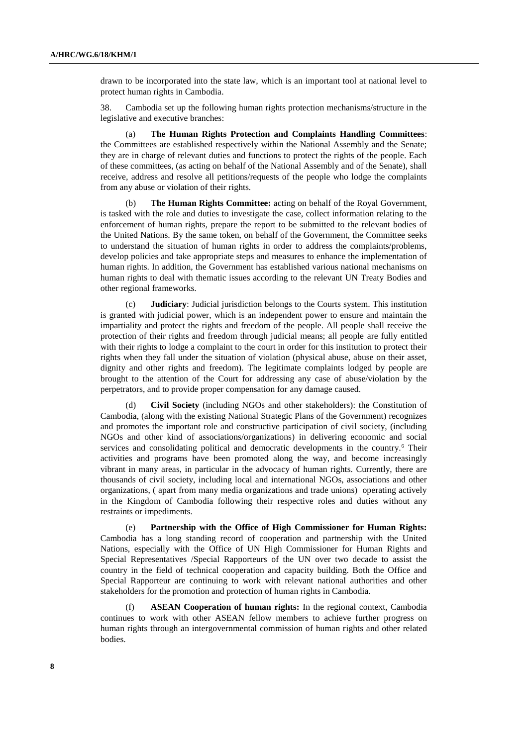drawn to be incorporated into the state law, which is an important tool at national level to protect human rights in Cambodia.

38. Cambodia set up the following human rights protection mechanisms/structure in the legislative and executive branches:

(a) **The Human Rights Protection and Complaints Handling Committees**: the Committees are established respectively within the National Assembly and the Senate; they are in charge of relevant duties and functions to protect the rights of the people. Each of these committees, (as acting on behalf of the National Assembly and of the Senate), shall receive, address and resolve all petitions/requests of the people who lodge the complaints from any abuse or violation of their rights.

(b) **The Human Rights Committee:** acting on behalf of the Royal Government, is tasked with the role and duties to investigate the case, collect information relating to the enforcement of human rights, prepare the report to be submitted to the relevant bodies of the United Nations. By the same token, on behalf of the Government, the Committee seeks to understand the situation of human rights in order to address the complaints/problems, develop policies and take appropriate steps and measures to enhance the implementation of human rights. In addition, the Government has established various national mechanisms on human rights to deal with thematic issues according to the relevant UN Treaty Bodies and other regional frameworks.

(c) **Judiciary**: Judicial jurisdiction belongs to the Courts system. This institution is granted with judicial power, which is an independent power to ensure and maintain the impartiality and protect the rights and freedom of the people. All people shall receive the protection of their rights and freedom through judicial means; all people are fully entitled with their rights to lodge a complaint to the court in order for this institution to protect their rights when they fall under the situation of violation (physical abuse, abuse on their asset, dignity and other rights and freedom). The legitimate complaints lodged by people are brought to the attention of the Court for addressing any case of abuse/violation by the perpetrators, and to provide proper compensation for any damage caused.

(d) **Civil Society** (including NGOs and other stakeholders): the Constitution of Cambodia, (along with the existing National Strategic Plans of the Government) recognizes and promotes the important role and constructive participation of civil society, (including NGOs and other kind of associations/organizations) in delivering economic and social services and consolidating political and democratic developments in the country.[6] Their activities and programs have been promoted along the way, and become increasingly vibrant in many areas, in particular in the advocacy of human rights. Currently, there are thousands of civil society, including local and international NGOs, associations and other organizations, ( apart from many media organizations and trade unions) operating actively in the Kingdom of Cambodia following their respective roles and duties without any restraints or impediments.

(e) **Partnership with the Office of High Commissioner for Human Rights:** Cambodia has a long standing record of cooperation and partnership with the United Nations, especially with the Office of UN High Commissioner for Human Rights and Special Representatives /Special Rapporteurs of the UN over two decade to assist the country in the field of technical cooperation and capacity building. Both the Office and Special Rapporteur are continuing to work with relevant national authorities and other stakeholders for the promotion and protection of human rights in Cambodia.

(f) **ASEAN Cooperation of human rights:** In the regional context, Cambodia continues to work with other ASEAN fellow members to achieve further progress on human rights through an intergovernmental commission of human rights and other related bodies.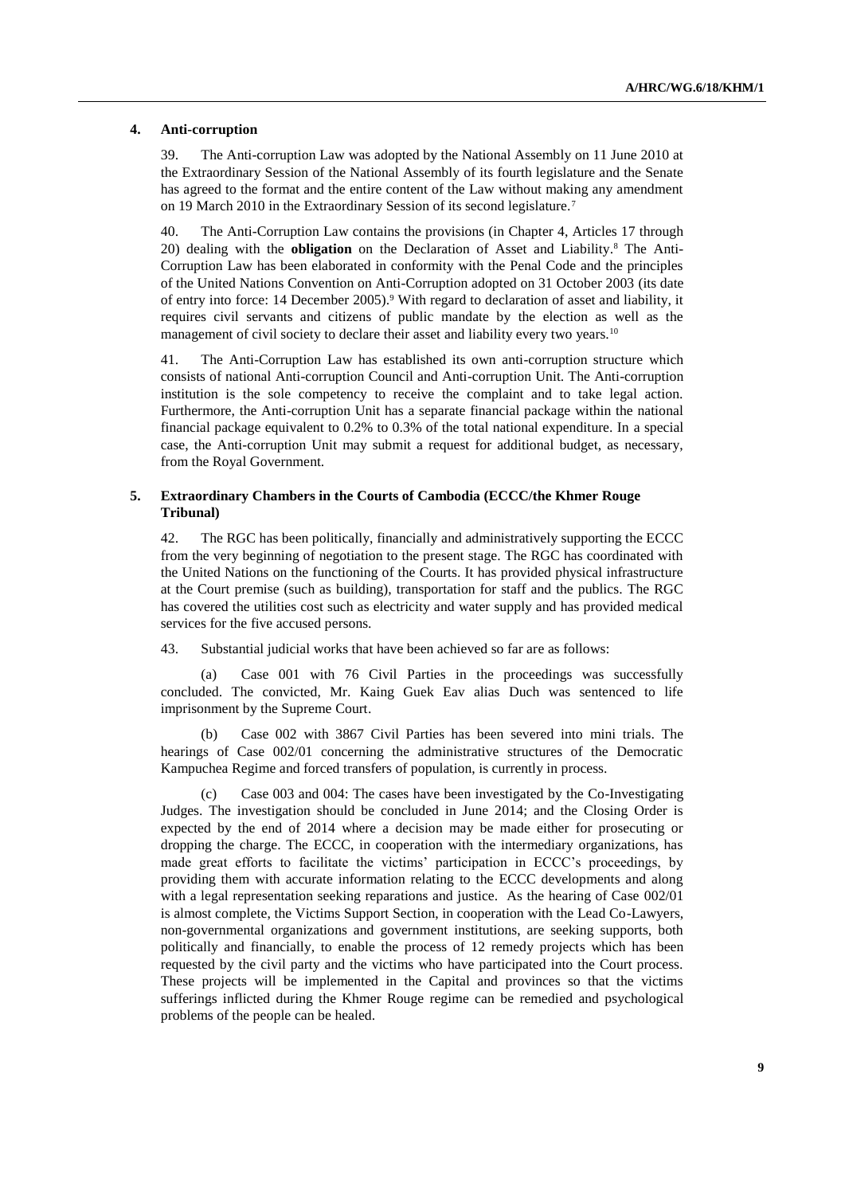### 4. Anti-corruption

39. The Anti-corruption Law was adopted by the National Assembly on 11 June 2010 at the Extraordinary Session of the National Assembly of its fourth legislature and the Senate has agreed to the format and the entire content of the Law without making any amendment on 19 March 2010 in the Extraordinary Session of its second legislature.[7]

40. The Anti-Corruption Law contains the provisions (in Chapter 4, Articles 17 through 20) dealing with the **obligation** on the Declaration of Asset and Liability.[8] The Anti-Corruption Law has been elaborated in conformity with the Penal Code and the principles of the United Nations Convention on Anti-Corruption adopted on 31 October 2003 (its date of entry into force: 14 December 2005).[9] With regard to declaration of asset and liability, it requires civil servants and citizens of public mandate by the election as well as the management of civil society to declare their asset and liability every two years.[10]

41. The Anti-Corruption Law has established its own anti-corruption structure which consists of national Anti-corruption Council and Anti-corruption Unit. The Anti-corruption institution is the sole competency to receive the complaint and to take legal action. Furthermore, the Anti-corruption Unit has a separate financial package within the national financial package equivalent to 0.2% to 0.3% of the total national expenditure. In a special case, the Anti-corruption Unit may submit a request for additional budget, as necessary, from the Royal Government.

### 5. Extraordinary Chambers in the Courts of Cambodia (ECCC/the Khmer Rouge Tribunal)

42. The RGC has been politically, financially and administratively supporting the ECCC from the very beginning of negotiation to the present stage. The RGC has coordinated with the United Nations on the functioning of the Courts. It has provided physical infrastructure at the Court premise (such as building), transportation for staff and the publics. The RGC has covered the utilities cost such as electricity and water supply and has provided medical services for the five accused persons.

43. Substantial judicial works that have been achieved so far are as follows:

(a) Case 001 with 76 Civil Parties in the proceedings was successfully concluded. The convicted, Mr. Kaing Guek Eav alias Duch was sentenced to life imprisonment by the Supreme Court.

(b) Case 002 with 3867 Civil Parties has been severed into mini trials. The hearings of Case 002/01 concerning the administrative structures of the Democratic Kampuchea Regime and forced transfers of population, is currently in process.

(c) Case 003 and 004: The cases have been investigated by the Co-Investigating Judges. The investigation should be concluded in June 2014; and the Closing Order is expected by the end of 2014 where a decision may be made either for prosecuting or dropping the charge. The ECCC, in cooperation with the intermediary organizations, has made great efforts to facilitate the victims' participation in ECCC's proceedings, by providing them with accurate information relating to the ECCC developments and along with a legal representation seeking reparations and justice. As the hearing of Case 002/01 is almost complete, the Victims Support Section, in cooperation with the Lead Co-Lawyers, non-governmental organizations and government institutions, are seeking supports, both politically and financially, to enable the process of 12 remedy projects which has been requested by the civil party and the victims who have participated into the Court process. These projects will be implemented in the Capital and provinces so that the victims sufferings inflicted during the Khmer Rouge regime can be remedied and psychological problems of the people can be healed.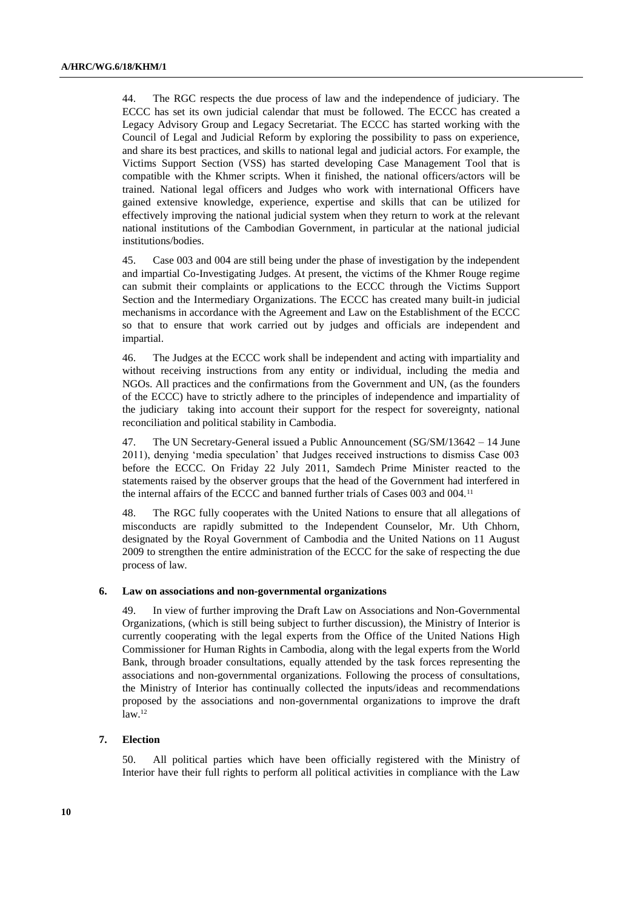44. The RGC respects the due process of law and the independence of judiciary. The ECCC has set its own judicial calendar that must be followed. The ECCC has created a Legacy Advisory Group and Legacy Secretariat. The ECCC has started working with the Council of Legal and Judicial Reform by exploring the possibility to pass on experience, and share its best practices, and skills to national legal and judicial actors. For example, the Victims Support Section (VSS) has started developing Case Management Tool that is compatible with the Khmer scripts. When it finished, the national officers/actors will be trained. National legal officers and Judges who work with international Officers have gained extensive knowledge, experience, expertise and skills that can be utilized for effectively improving the national judicial system when they return to work at the relevant national institutions of the Cambodian Government, in particular at the national judicial institutions/bodies.

45. Case 003 and 004 are still being under the phase of investigation by the independent and impartial Co-Investigating Judges. At present, the victims of the Khmer Rouge regime can submit their complaints or applications to the ECCC through the Victims Support Section and the Intermediary Organizations. The ECCC has created many built-in judicial mechanisms in accordance with the Agreement and Law on the Establishment of the ECCC so that to ensure that work carried out by judges and officials are independent and impartial.

46. The Judges at the ECCC work shall be independent and acting with impartiality and without receiving instructions from any entity or individual, including the media and NGOs. All practices and the confirmations from the Government and UN, (as the founders of the ECCC) have to strictly adhere to the principles of independence and impartiality of the judiciary taking into account their support for the respect for sovereignty, national reconciliation and political stability in Cambodia.

47. The UN Secretary-General issued a Public Announcement (SG/SM/13642 – 14 June 2011), denying 'media speculation' that Judges received instructions to dismiss Case 003 before the ECCC. On Friday 22 July 2011, Samdech Prime Minister reacted to the statements raised by the observer groups that the head of the Government had interfered in the internal affairs of the ECCC and banned further trials of Cases 003 and 004.[11]

48. The RGC fully cooperates with the United Nations to ensure that all allegations of misconducts are rapidly submitted to the Independent Counselor, Mr. Uth Chhorn, designated by the Royal Government of Cambodia and the United Nations on 11 August 2009 to strengthen the entire administration of the ECCC for the sake of respecting the due process of law.

### 6. Law on associations and non-governmental organizations

49. In view of further improving the Draft Law on Associations and Non-Governmental Organizations, (which is still being subject to further discussion), the Ministry of Interior is currently cooperating with the legal experts from the Office of the United Nations High Commissioner for Human Rights in Cambodia, along with the legal experts from the World Bank, through broader consultations, equally attended by the task forces representing the associations and non-governmental organizations. Following the process of consultations, the Ministry of Interior has continually collected the inputs/ideas and recommendations proposed by the associations and non-governmental organizations to improve the draft law.[12]

### 7. Election

50. All political parties which have been officially registered with the Ministry of Interior have their full rights to perform all political activities in compliance with the Law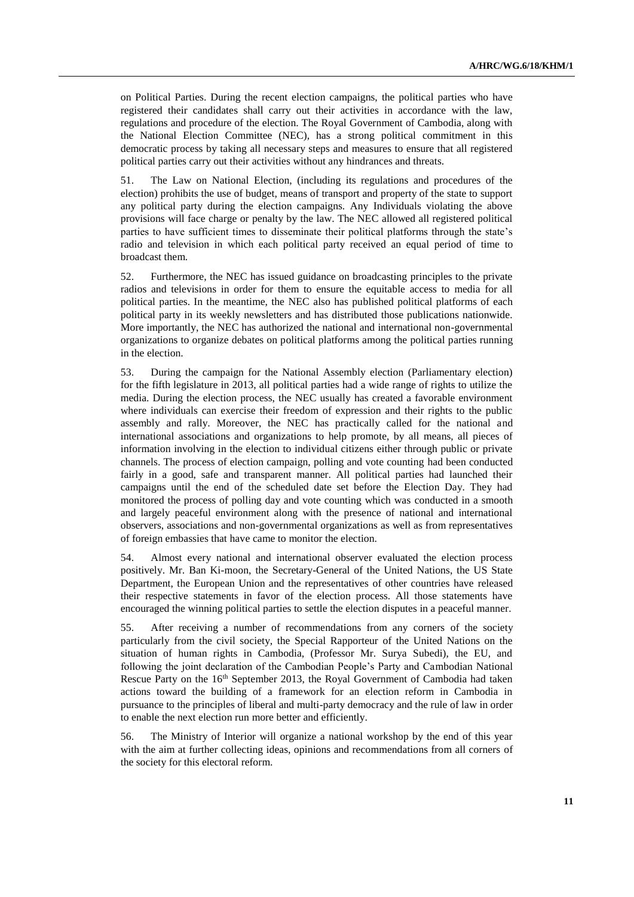on Political Parties. During the recent election campaigns, the political parties who have registered their candidates shall carry out their activities in accordance with the law, regulations and procedure of the election. The Royal Government of Cambodia, along with the National Election Committee (NEC), has a strong political commitment in this democratic process by taking all necessary steps and measures to ensure that all registered political parties carry out their activities without any hindrances and threats.

51. The Law on National Election, (including its regulations and procedures of the election) prohibits the use of budget, means of transport and property of the state to support any political party during the election campaigns. Any Individuals violating the above provisions will face charge or penalty by the law. The NEC allowed all registered political parties to have sufficient times to disseminate their political platforms through the state's radio and television in which each political party received an equal period of time to broadcast them.

52. Furthermore, the NEC has issued guidance on broadcasting principles to the private radios and televisions in order for them to ensure the equitable access to media for all political parties. In the meantime, the NEC also has published political platforms of each political party in its weekly newsletters and has distributed those publications nationwide. More importantly, the NEC has authorized the national and international non-governmental organizations to organize debates on political platforms among the political parties running in the election.

53. During the campaign for the National Assembly election (Parliamentary election) for the fifth legislature in 2013, all political parties had a wide range of rights to utilize the media. During the election process, the NEC usually has created a favorable environment where individuals can exercise their freedom of expression and their rights to the public assembly and rally. Moreover, the NEC has practically called for the national and international associations and organizations to help promote, by all means, all pieces of information involving in the election to individual citizens either through public or private channels. The process of election campaign, polling and vote counting had been conducted fairly in a good, safe and transparent manner. All political parties had launched their campaigns until the end of the scheduled date set before the Election Day. They had monitored the process of polling day and vote counting which was conducted in a smooth and largely peaceful environment along with the presence of national and international observers, associations and non-governmental organizations as well as from representatives of foreign embassies that have came to monitor the election.

54. Almost every national and international observer evaluated the election process positively. Mr. Ban Ki-moon, the Secretary-General of the United Nations, the US State Department, the European Union and the representatives of other countries have released their respective statements in favor of the election process. All those statements have encouraged the winning political parties to settle the election disputes in a peaceful manner.

55. After receiving a number of recommendations from any corners of the society particularly from the civil society, the Special Rapporteur of the United Nations on the situation of human rights in Cambodia, (Professor Mr. Surya Subedi), the EU, and following the joint declaration of the Cambodian People's Party and Cambodian National Rescue Party on the 16th September 2013, the Royal Government of Cambodia had taken actions toward the building of a framework for an election reform in Cambodia in pursuance to the principles of liberal and multi-party democracy and the rule of law in order to enable the next election run more better and efficiently.

56. The Ministry of Interior will organize a national workshop by the end of this year with the aim at further collecting ideas, opinions and recommendations from all corners of the society for this electoral reform.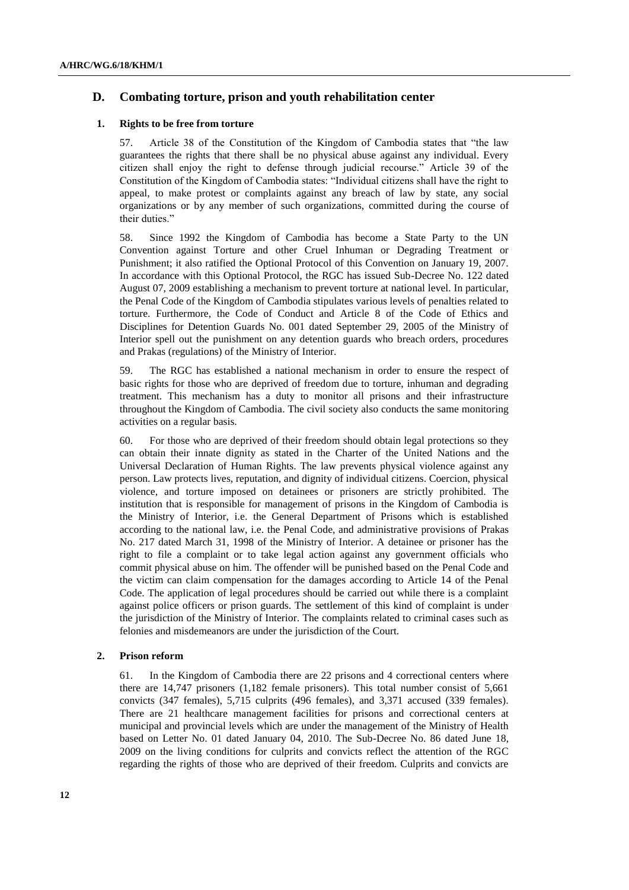## D. Combating torture, prison and youth rehabilitation center

### 1. Rights to be free from torture

57. Article 38 of the Constitution of the Kingdom of Cambodia states that "the law guarantees the rights that there shall be no physical abuse against any individual. Every citizen shall enjoy the right to defense through judicial recourse." Article 39 of the Constitution of the Kingdom of Cambodia states: "Individual citizens shall have the right to appeal, to make protest or complaints against any breach of law by state, any social organizations or by any member of such organizations, committed during the course of their duties."

58. Since 1992 the Kingdom of Cambodia has become a State Party to the UN Convention against Torture and other Cruel Inhuman or Degrading Treatment or Punishment; it also ratified the Optional Protocol of this Convention on January 19, 2007. In accordance with this Optional Protocol, the RGC has issued Sub-Decree No. 122 dated August 07, 2009 establishing a mechanism to prevent torture at national level. In particular, the Penal Code of the Kingdom of Cambodia stipulates various levels of penalties related to torture. Furthermore, the Code of Conduct and Article 8 of the Code of Ethics and Disciplines for Detention Guards No. 001 dated September 29, 2005 of the Ministry of Interior spell out the punishment on any detention guards who breach orders, procedures and Prakas (regulations) of the Ministry of Interior.

59. The RGC has established a national mechanism in order to ensure the respect of basic rights for those who are deprived of freedom due to torture, inhuman and degrading treatment. This mechanism has a duty to monitor all prisons and their infrastructure throughout the Kingdom of Cambodia. The civil society also conducts the same monitoring activities on a regular basis.

60. For those who are deprived of their freedom should obtain legal protections so they can obtain their innate dignity as stated in the Charter of the United Nations and the Universal Declaration of Human Rights. The law prevents physical violence against any person. Law protects lives, reputation, and dignity of individual citizens. Coercion, physical violence, and torture imposed on detainees or prisoners are strictly prohibited. The institution that is responsible for management of prisons in the Kingdom of Cambodia is the Ministry of Interior, i.e. the General Department of Prisons which is established according to the national law, i.e. the Penal Code, and administrative provisions of Prakas No. 217 dated March 31, 1998 of the Ministry of Interior. A detainee or prisoner has the right to file a complaint or to take legal action against any government officials who commit physical abuse on him. The offender will be punished based on the Penal Code and the victim can claim compensation for the damages according to Article 14 of the Penal Code. The application of legal procedures should be carried out while there is a complaint against police officers or prison guards. The settlement of this kind of complaint is under the jurisdiction of the Ministry of Interior. The complaints related to criminal cases such as felonies and misdemeanors are under the jurisdiction of the Court.

### 2. Prison reform

61. In the Kingdom of Cambodia there are 22 prisons and 4 correctional centers where there are 14,747 prisoners (1,182 female prisoners). This total number consist of 5,661 convicts (347 females), 5,715 culprits (496 females), and 3,371 accused (339 females). There are 21 healthcare management facilities for prisons and correctional centers at municipal and provincial levels which are under the management of the Ministry of Health based on Letter No. 01 dated January 04, 2010. The Sub-Decree No. 86 dated June 18, 2009 on the living conditions for culprits and convicts reflect the attention of the RGC regarding the rights of those who are deprived of their freedom. Culprits and convicts are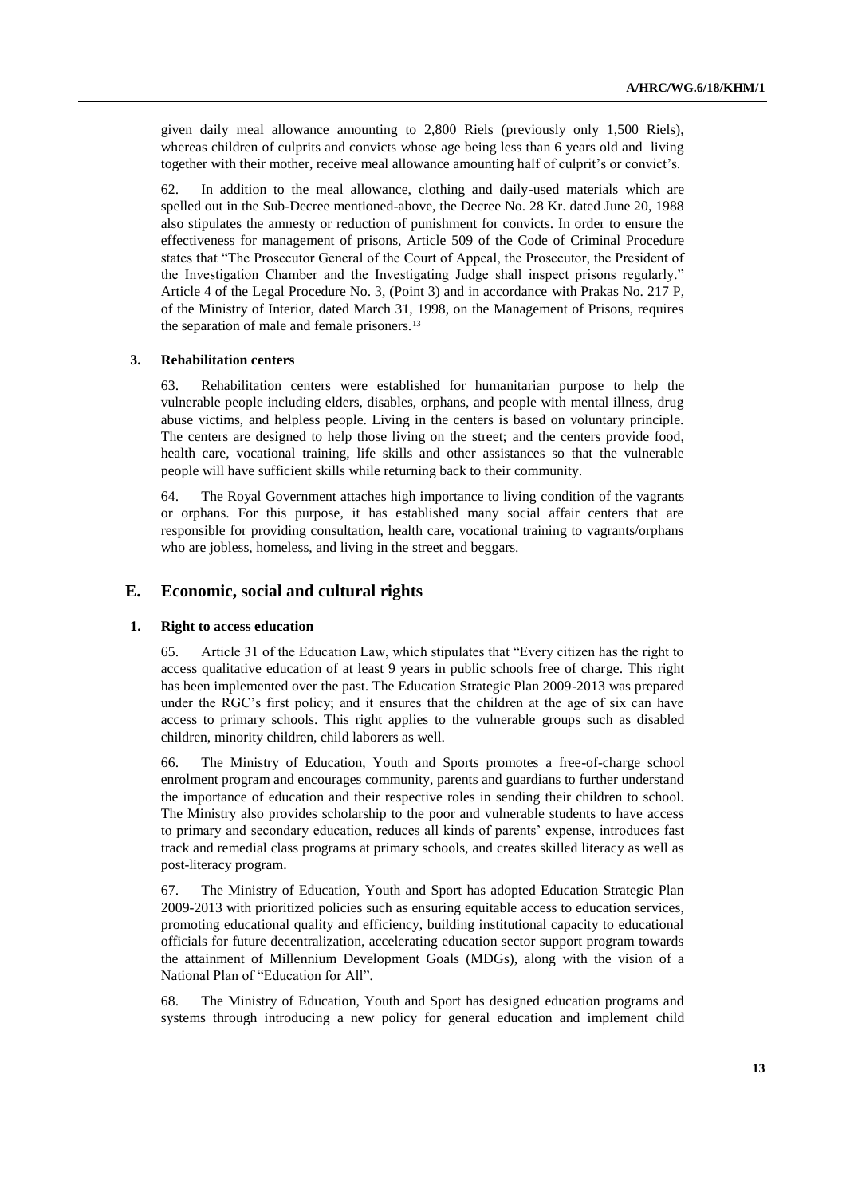given daily meal allowance amounting to 2,800 Riels (previously only 1,500 Riels), whereas children of culprits and convicts whose age being less than 6 years old and living together with their mother, receive meal allowance amounting half of culprit's or convict's.

62. In addition to the meal allowance, clothing and daily-used materials which are spelled out in the Sub-Decree mentioned-above, the Decree No. 28 Kr. dated June 20, 1988 also stipulates the amnesty or reduction of punishment for convicts. In order to ensure the effectiveness for management of prisons, Article 509 of the Code of Criminal Procedure states that "The Prosecutor General of the Court of Appeal, the Prosecutor, the President of the Investigation Chamber and the Investigating Judge shall inspect prisons regularly." Article 4 of the Legal Procedure No. 3, (Point 3) and in accordance with Prakas No. 217 P, of the Ministry of Interior, dated March 31, 1998, on the Management of Prisons, requires the separation of male and female prisoners.[13]

### 3. Rehabilitation centers

63. Rehabilitation centers were established for humanitarian purpose to help the vulnerable people including elders, disables, orphans, and people with mental illness, drug abuse victims, and helpless people. Living in the centers is based on voluntary principle. The centers are designed to help those living on the street; and the centers provide food, health care, vocational training, life skills and other assistances so that the vulnerable people will have sufficient skills while returning back to their community.

64. The Royal Government attaches high importance to living condition of the vagrants or orphans. For this purpose, it has established many social affair centers that are responsible for providing consultation, health care, vocational training to vagrants/orphans who are jobless, homeless, and living in the street and beggars.

## E. Economic, social and cultural rights

### 1. Right to access education

65. Article 31 of the Education Law, which stipulates that "Every citizen has the right to access qualitative education of at least 9 years in public schools free of charge. This right has been implemented over the past. The Education Strategic Plan 2009-2013 was prepared under the RGC's first policy; and it ensures that the children at the age of six can have access to primary schools. This right applies to the vulnerable groups such as disabled children, minority children, child laborers as well.

66. The Ministry of Education, Youth and Sports promotes a free-of-charge school enrolment program and encourages community, parents and guardians to further understand the importance of education and their respective roles in sending their children to school. The Ministry also provides scholarship to the poor and vulnerable students to have access to primary and secondary education, reduces all kinds of parents' expense, introduces fast track and remedial class programs at primary schools, and creates skilled literacy as well as post-literacy program.

67. The Ministry of Education, Youth and Sport has adopted Education Strategic Plan 2009-2013 with prioritized policies such as ensuring equitable access to education services, promoting educational quality and efficiency, building institutional capacity to educational officials for future decentralization, accelerating education sector support program towards the attainment of Millennium Development Goals (MDGs), along with the vision of a National Plan of "Education for All".

68. The Ministry of Education, Youth and Sport has designed education programs and systems through introducing a new policy for general education and implement child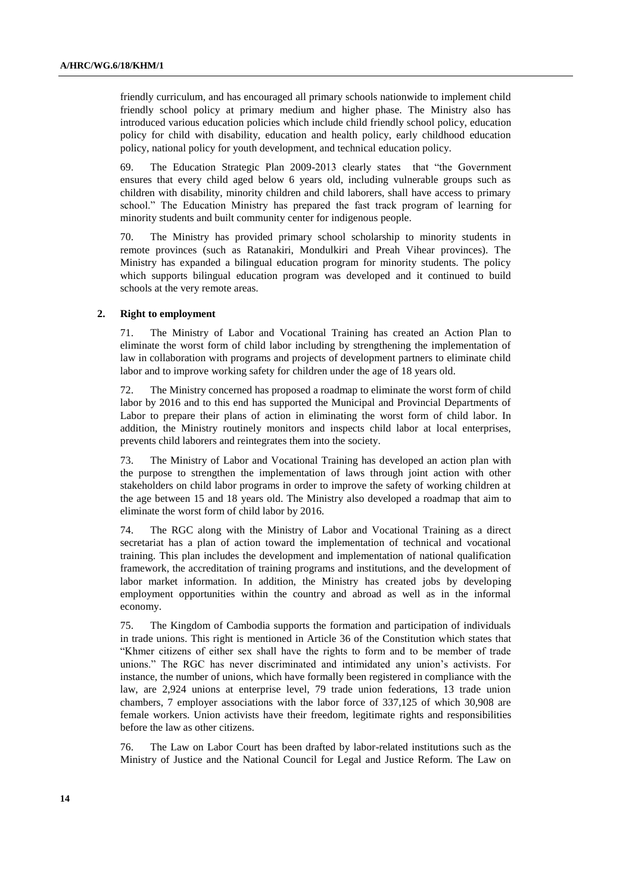friendly curriculum, and has encouraged all primary schools nationwide to implement child friendly school policy at primary medium and higher phase. The Ministry also has introduced various education policies which include child friendly school policy, education policy for child with disability, education and health policy, early childhood education policy, national policy for youth development, and technical education policy.

69. The Education Strategic Plan 2009-2013 clearly states that "the Government ensures that every child aged below 6 years old, including vulnerable groups such as children with disability, minority children and child laborers, shall have access to primary school." The Education Ministry has prepared the fast track program of learning for minority students and built community center for indigenous people.

70. The Ministry has provided primary school scholarship to minority students in remote provinces (such as Ratanakiri, Mondulkiri and Preah Vihear provinces). The Ministry has expanded a bilingual education program for minority students. The policy which supports bilingual education program was developed and it continued to build schools at the very remote areas.

### 2. Right to employment

71. The Ministry of Labor and Vocational Training has created an Action Plan to eliminate the worst form of child labor including by strengthening the implementation of law in collaboration with programs and projects of development partners to eliminate child labor and to improve working safety for children under the age of 18 years old.

72. The Ministry concerned has proposed a roadmap to eliminate the worst form of child labor by 2016 and to this end has supported the Municipal and Provincial Departments of Labor to prepare their plans of action in eliminating the worst form of child labor. In addition, the Ministry routinely monitors and inspects child labor at local enterprises, prevents child laborers and reintegrates them into the society.

73. The Ministry of Labor and Vocational Training has developed an action plan with the purpose to strengthen the implementation of laws through joint action with other stakeholders on child labor programs in order to improve the safety of working children at the age between 15 and 18 years old. The Ministry also developed a roadmap that aim to eliminate the worst form of child labor by 2016.

74. The RGC along with the Ministry of Labor and Vocational Training as a direct secretariat has a plan of action toward the implementation of technical and vocational training. This plan includes the development and implementation of national qualification framework, the accreditation of training programs and institutions, and the development of labor market information. In addition, the Ministry has created jobs by developing employment opportunities within the country and abroad as well as in the informal economy.

75. The Kingdom of Cambodia supports the formation and participation of individuals in trade unions. This right is mentioned in Article 36 of the Constitution which states that "Khmer citizens of either sex shall have the rights to form and to be member of trade unions." The RGC has never discriminated and intimidated any union's activists. For instance, the number of unions, which have formally been registered in compliance with the law, are 2,924 unions at enterprise level, 79 trade union federations, 13 trade union chambers, 7 employer associations with the labor force of 337,125 of which 30,908 are female workers. Union activists have their freedom, legitimate rights and responsibilities before the law as other citizens.

76. The Law on Labor Court has been drafted by labor-related institutions such as the Ministry of Justice and the National Council for Legal and Justice Reform. The Law on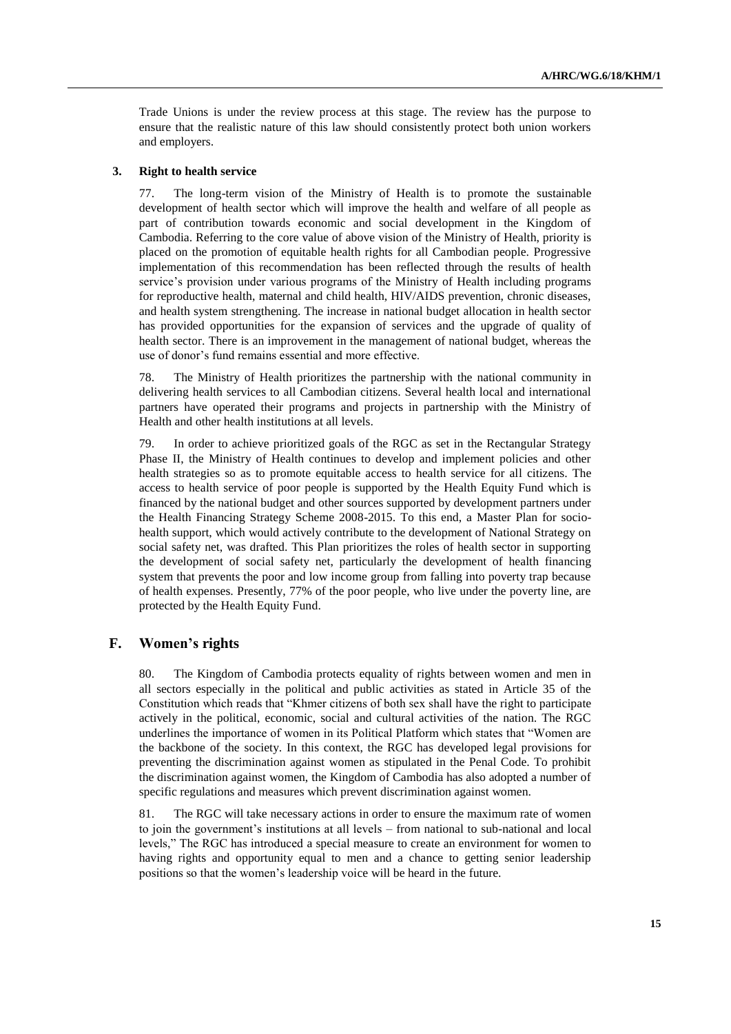Trade Unions is under the review process at this stage. The review has the purpose to ensure that the realistic nature of this law should consistently protect both union workers and employers.

### 3. Right to health service

77. The long-term vision of the Ministry of Health is to promote the sustainable development of health sector which will improve the health and welfare of all people as part of contribution towards economic and social development in the Kingdom of Cambodia. Referring to the core value of above vision of the Ministry of Health, priority is placed on the promotion of equitable health rights for all Cambodian people. Progressive implementation of this recommendation has been reflected through the results of health service's provision under various programs of the Ministry of Health including programs for reproductive health, maternal and child health, HIV/AIDS prevention, chronic diseases, and health system strengthening. The increase in national budget allocation in health sector has provided opportunities for the expansion of services and the upgrade of quality of health sector. There is an improvement in the management of national budget, whereas the use of donor's fund remains essential and more effective.

78. The Ministry of Health prioritizes the partnership with the national community in delivering health services to all Cambodian citizens. Several health local and international partners have operated their programs and projects in partnership with the Ministry of Health and other health institutions at all levels.

79. In order to achieve prioritized goals of the RGC as set in the Rectangular Strategy Phase II, the Ministry of Health continues to develop and implement policies and other health strategies so as to promote equitable access to health service for all citizens. The access to health service of poor people is supported by the Health Equity Fund which is financed by the national budget and other sources supported by development partners under the Health Financing Strategy Scheme 2008-2015. To this end, a Master Plan for socio-health support, which would actively contribute to the development of National Strategy on social safety net, was drafted. This Plan prioritizes the roles of health sector in supporting the development of social safety net, particularly the development of health financing system that prevents the poor and low income group from falling into poverty trap because of health expenses. Presently, 77% of the poor people, who live under the poverty line, are protected by the Health Equity Fund.

## F. Women's rights

80. The Kingdom of Cambodia protects equality of rights between women and men in all sectors especially in the political and public activities as stated in Article 35 of the Constitution which reads that "Khmer citizens of both sex shall have the right to participate actively in the political, economic, social and cultural activities of the nation. The RGC underlines the importance of women in its Political Platform which states that "Women are the backbone of the society. In this context, the RGC has developed legal provisions for preventing the discrimination against women as stipulated in the Penal Code. To prohibit the discrimination against women, the Kingdom of Cambodia has also adopted a number of specific regulations and measures which prevent discrimination against women.

81. The RGC will take necessary actions in order to ensure the maximum rate of women to join the government's institutions at all levels – from national to sub-national and local levels," The RGC has introduced a special measure to create an environment for women to having rights and opportunity equal to men and a chance to getting senior leadership positions so that the women's leadership voice will be heard in the future.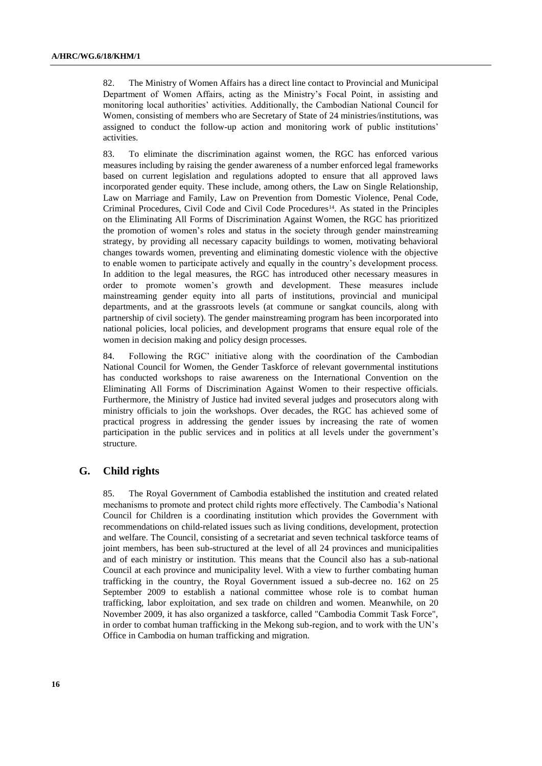82. The Ministry of Women Affairs has a direct line contact to Provincial and Municipal Department of Women Affairs, acting as the Ministry's Focal Point, in assisting and monitoring local authorities' activities. Additionally, the Cambodian National Council for Women, consisting of members who are Secretary of State of 24 ministries/institutions, was assigned to conduct the follow-up action and monitoring work of public institutions' activities.

83. To eliminate the discrimination against women, the RGC has enforced various measures including by raising the gender awareness of a number enforced legal frameworks based on current legislation and regulations adopted to ensure that all approved laws incorporated gender equity. These include, among others, the Law on Single Relationship, Law on Marriage and Family, Law on Prevention from Domestic Violence, Penal Code, Criminal Procedures, Civil Code and Civil Code Procedures[14]. As stated in the Principles on the Eliminating All Forms of Discrimination Against Women, the RGC has prioritized the promotion of women's roles and status in the society through gender mainstreaming strategy, by providing all necessary capacity buildings to women, motivating behavioral changes towards women, preventing and eliminating domestic violence with the objective to enable women to participate actively and equally in the country's development process. In addition to the legal measures, the RGC has introduced other necessary measures in order to promote women's growth and development. These measures include mainstreaming gender equity into all parts of institutions, provincial and municipal departments, and at the grassroots levels (at commune or sangkat councils, along with partnership of civil society). The gender mainstreaming program has been incorporated into national policies, local policies, and development programs that ensure equal role of the women in decision making and policy design processes.

84. Following the RGC' initiative along with the coordination of the Cambodian National Council for Women, the Gender Taskforce of relevant governmental institutions has conducted workshops to raise awareness on the International Convention on the Eliminating All Forms of Discrimination Against Women to their respective officials. Furthermore, the Ministry of Justice had invited several judges and prosecutors along with ministry officials to join the workshops. Over decades, the RGC has achieved some of practical progress in addressing the gender issues by increasing the rate of women participation in the public services and in politics at all levels under the government's structure.

## G. Child rights

85. The Royal Government of Cambodia established the institution and created related mechanisms to promote and protect child rights more effectively. The Cambodia's National Council for Children is a coordinating institution which provides the Government with recommendations on child-related issues such as living conditions, development, protection and welfare. The Council, consisting of a secretariat and seven technical taskforce teams of joint members, has been sub-structured at the level of all 24 provinces and municipalities and of each ministry or institution. This means that the Council also has a sub-national Council at each province and municipality level. With a view to further combating human trafficking in the country, the Royal Government issued a sub-decree no. 162 on 25 September 2009 to establish a national committee whose role is to combat human trafficking, labor exploitation, and sex trade on children and women. Meanwhile, on 20 November 2009, it has also organized a taskforce, called "Cambodia Commit Task Force", in order to combat human trafficking in the Mekong sub-region, and to work with the UN's Office in Cambodia on human trafficking and migration.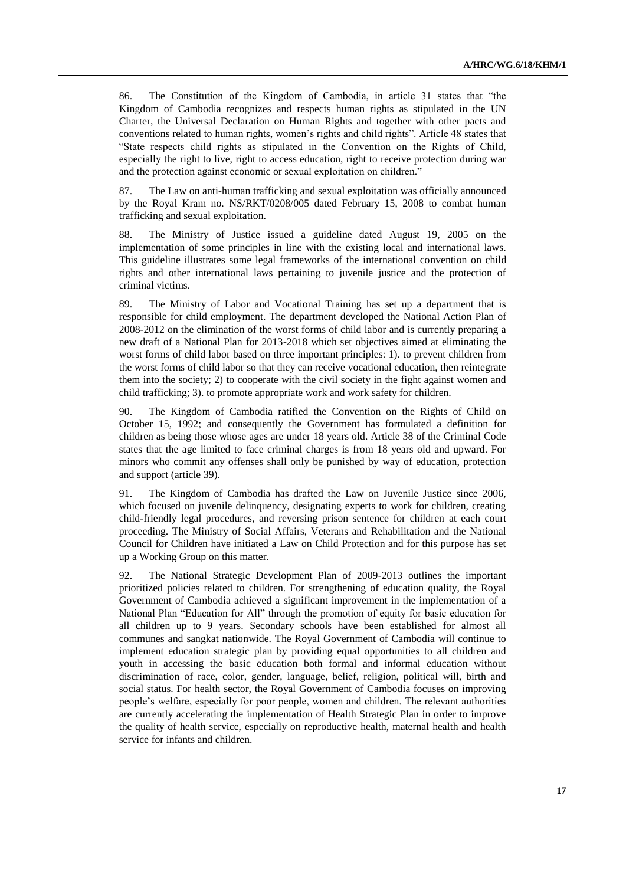86. The Constitution of the Kingdom of Cambodia, in article 31 states that "the Kingdom of Cambodia recognizes and respects human rights as stipulated in the UN Charter, the Universal Declaration on Human Rights and together with other pacts and conventions related to human rights, women's rights and child rights". Article 48 states that "State respects child rights as stipulated in the Convention on the Rights of Child, especially the right to live, right to access education, right to receive protection during war and the protection against economic or sexual exploitation on children."

87. The Law on anti-human trafficking and sexual exploitation was officially announced by the Royal Kram no. NS/RKT/0208/005 dated February 15, 2008 to combat human trafficking and sexual exploitation.

88. The Ministry of Justice issued a guideline dated August 19, 2005 on the implementation of some principles in line with the existing local and international laws. This guideline illustrates some legal frameworks of the international convention on child rights and other international laws pertaining to juvenile justice and the protection of criminal victims.

89. The Ministry of Labor and Vocational Training has set up a department that is responsible for child employment. The department developed the National Action Plan of 2008-2012 on the elimination of the worst forms of child labor and is currently preparing a new draft of a National Plan for 2013-2018 which set objectives aimed at eliminating the worst forms of child labor based on three important principles: 1). to prevent children from the worst forms of child labor so that they can receive vocational education, then reintegrate them into the society; 2) to cooperate with the civil society in the fight against women and child trafficking; 3). to promote appropriate work and work safety for children.

90. The Kingdom of Cambodia ratified the Convention on the Rights of Child on October 15, 1992; and consequently the Government has formulated a definition for children as being those whose ages are under 18 years old. Article 38 of the Criminal Code states that the age limited to face criminal charges is from 18 years old and upward. For minors who commit any offenses shall only be punished by way of education, protection and support (article 39).

91. The Kingdom of Cambodia has drafted the Law on Juvenile Justice since 2006, which focused on juvenile delinquency, designating experts to work for children, creating child-friendly legal procedures, and reversing prison sentence for children at each court proceeding. The Ministry of Social Affairs, Veterans and Rehabilitation and the National Council for Children have initiated a Law on Child Protection and for this purpose has set up a Working Group on this matter.

92. The National Strategic Development Plan of 2009-2013 outlines the important prioritized policies related to children. For strengthening of education quality, the Royal Government of Cambodia achieved a significant improvement in the implementation of a National Plan "Education for All" through the promotion of equity for basic education for all children up to 9 years. Secondary schools have been established for almost all communes and sangkat nationwide. The Royal Government of Cambodia will continue to implement education strategic plan by providing equal opportunities to all children and youth in accessing the basic education both formal and informal education without discrimination of race, color, gender, language, belief, religion, political will, birth and social status. For health sector, the Royal Government of Cambodia focuses on improving people's welfare, especially for poor people, women and children. The relevant authorities are currently accelerating the implementation of Health Strategic Plan in order to improve the quality of health service, especially on reproductive health, maternal health and health service for infants and children.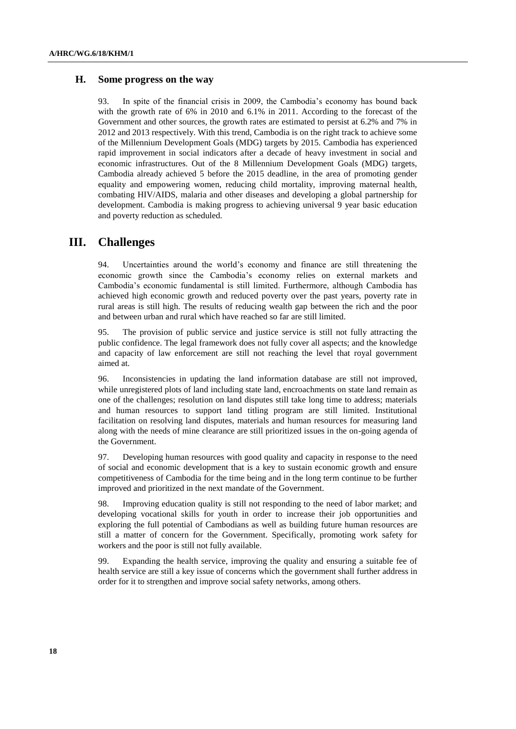### H. Some progress on the way

93. In spite of the financial crisis in 2009, the Cambodia's economy has bound back with the growth rate of 6% in 2010 and 6.1% in 2011. According to the forecast of the Government and other sources, the growth rates are estimated to persist at 6.2% and 7% in 2012 and 2013 respectively. With this trend, Cambodia is on the right track to achieve some of the Millennium Development Goals (MDG) targets by 2015. Cambodia has experienced rapid improvement in social indicators after a decade of heavy investment in social and economic infrastructures. Out of the 8 Millennium Development Goals (MDG) targets, Cambodia already achieved 5 before the 2015 deadline, in the area of promoting gender equality and empowering women, reducing child mortality, improving maternal health, combating HIV/AIDS, malaria and other diseases and developing a global partnership for development. Cambodia is making progress to achieving universal 9 year basic education and poverty reduction as scheduled.

## III. Challenges

94. Uncertainties around the world's economy and finance are still threatening the economic growth since the Cambodia's economy relies on external markets and Cambodia's economic fundamental is still limited. Furthermore, although Cambodia has achieved high economic growth and reduced poverty over the past years, poverty rate in rural areas is still high. The results of reducing wealth gap between the rich and the poor and between urban and rural which have reached so far are still limited.

95. The provision of public service and justice service is still not fully attracting the public confidence. The legal framework does not fully cover all aspects; and the knowledge and capacity of law enforcement are still not reaching the level that royal government aimed at.

96. Inconsistencies in updating the land information database are still not improved, while unregistered plots of land including state land, encroachments on state land remain as one of the challenges; resolution on land disputes still take long time to address; materials and human resources to support land titling program are still limited. Institutional facilitation on resolving land disputes, materials and human resources for measuring land along with the needs of mine clearance are still prioritized issues in the on-going agenda of the Government.

97. Developing human resources with good quality and capacity in response to the need of social and economic development that is a key to sustain economic growth and ensure competitiveness of Cambodia for the time being and in the long term continue to be further improved and prioritized in the next mandate of the Government.

98. Improving education quality is still not responding to the need of labor market; and developing vocational skills for youth in order to increase their job opportunities and exploring the full potential of Cambodians as well as building future human resources are still a matter of concern for the Government. Specifically, promoting work safety for workers and the poor is still not fully available.

99. Expanding the health service, improving the quality and ensuring a suitable fee of health service are still a key issue of concerns which the government shall further address in order for it to strengthen and improve social safety networks, among others.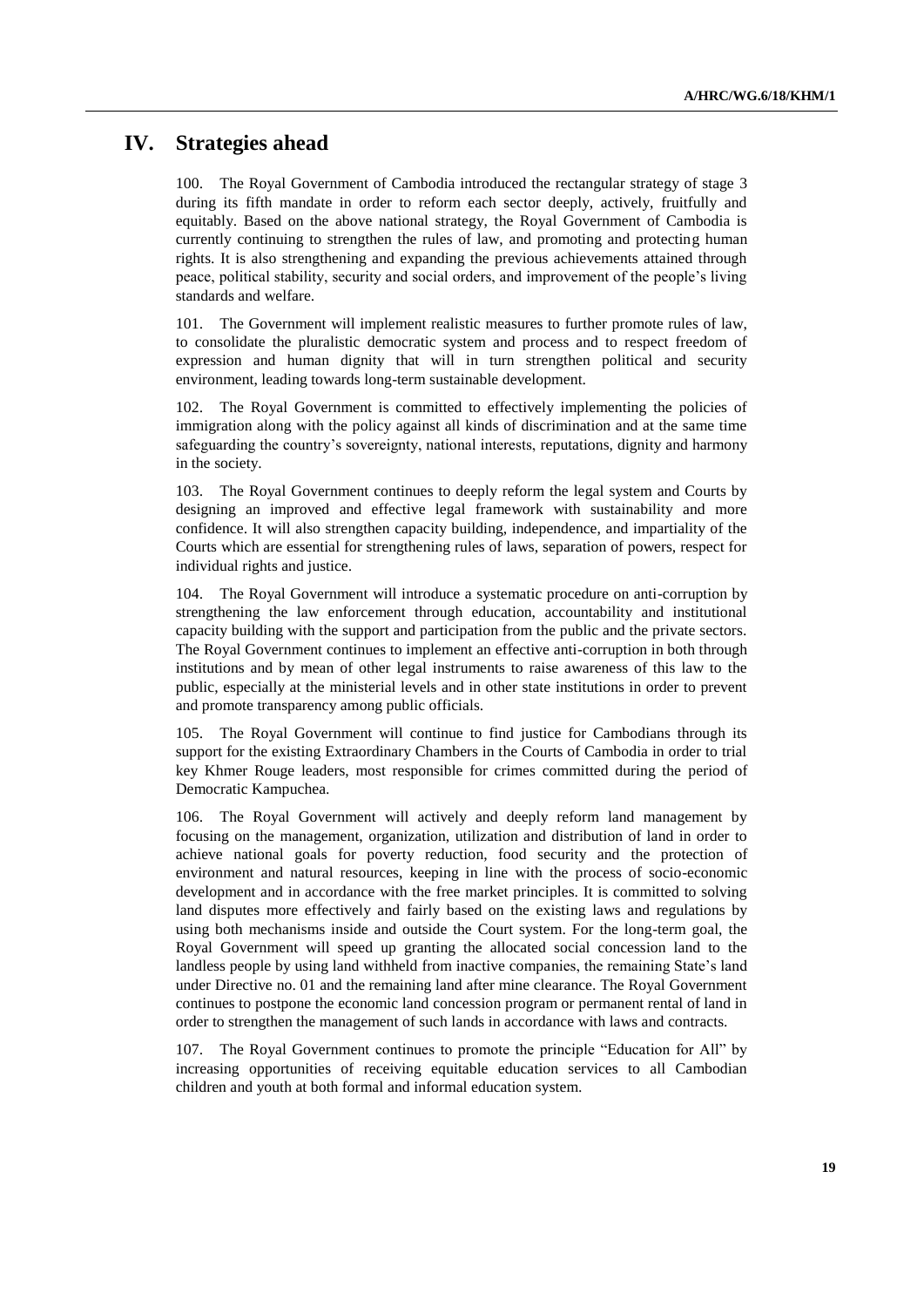## IV. Strategies ahead

100. The Royal Government of Cambodia introduced the rectangular strategy of stage 3 during its fifth mandate in order to reform each sector deeply, actively, fruitfully and equitably. Based on the above national strategy, the Royal Government of Cambodia is currently continuing to strengthen the rules of law, and promoting and protecting human rights. It is also strengthening and expanding the previous achievements attained through peace, political stability, security and social orders, and improvement of the people's living standards and welfare.

101. The Government will implement realistic measures to further promote rules of law, to consolidate the pluralistic democratic system and process and to respect freedom of expression and human dignity that will in turn strengthen political and security environment, leading towards long-term sustainable development.

102. The Royal Government is committed to effectively implementing the policies of immigration along with the policy against all kinds of discrimination and at the same time safeguarding the country's sovereignty, national interests, reputations, dignity and harmony in the society.

103. The Royal Government continues to deeply reform the legal system and Courts by designing an improved and effective legal framework with sustainability and more confidence. It will also strengthen capacity building, independence, and impartiality of the Courts which are essential for strengthening rules of laws, separation of powers, respect for individual rights and justice.

104. The Royal Government will introduce a systematic procedure on anti-corruption by strengthening the law enforcement through education, accountability and institutional capacity building with the support and participation from the public and the private sectors. The Royal Government continues to implement an effective anti-corruption in both through institutions and by mean of other legal instruments to raise awareness of this law to the public, especially at the ministerial levels and in other state institutions in order to prevent and promote transparency among public officials.

105. The Royal Government will continue to find justice for Cambodians through its support for the existing Extraordinary Chambers in the Courts of Cambodia in order to trial key Khmer Rouge leaders, most responsible for crimes committed during the period of Democratic Kampuchea.

106. The Royal Government will actively and deeply reform land management by focusing on the management, organization, utilization and distribution of land in order to achieve national goals for poverty reduction, food security and the protection of environment and natural resources, keeping in line with the process of socio-economic development and in accordance with the free market principles. It is committed to solving land disputes more effectively and fairly based on the existing laws and regulations by using both mechanisms inside and outside the Court system. For the long-term goal, the Royal Government will speed up granting the allocated social concession land to the landless people by using land withheld from inactive companies, the remaining State's land under Directive no. 01 and the remaining land after mine clearance. The Royal Government continues to postpone the economic land concession program or permanent rental of land in order to strengthen the management of such lands in accordance with laws and contracts.

107. The Royal Government continues to promote the principle "Education for All" by increasing opportunities of receiving equitable education services to all Cambodian children and youth at both formal and informal education system.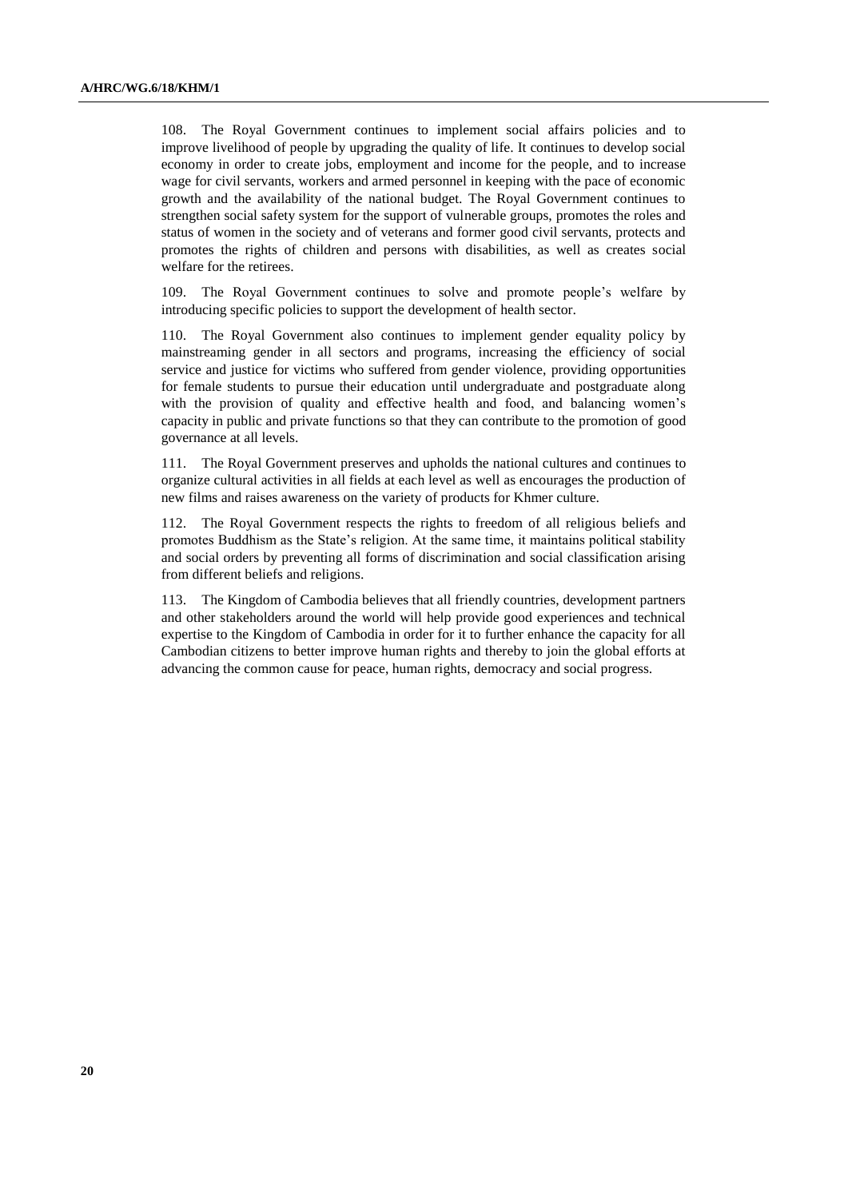108. The Royal Government continues to implement social affairs policies and to improve livelihood of people by upgrading the quality of life. It continues to develop social economy in order to create jobs, employment and income for the people, and to increase wage for civil servants, workers and armed personnel in keeping with the pace of economic growth and the availability of the national budget. The Royal Government continues to strengthen social safety system for the support of vulnerable groups, promotes the roles and status of women in the society and of veterans and former good civil servants, protects and promotes the rights of children and persons with disabilities, as well as creates social welfare for the retirees.

109. The Royal Government continues to solve and promote people's welfare by introducing specific policies to support the development of health sector.

110. The Royal Government also continues to implement gender equality policy by mainstreaming gender in all sectors and programs, increasing the efficiency of social service and justice for victims who suffered from gender violence, providing opportunities for female students to pursue their education until undergraduate and postgraduate along with the provision of quality and effective health and food, and balancing women's capacity in public and private functions so that they can contribute to the promotion of good governance at all levels.

111. The Royal Government preserves and upholds the national cultures and continues to organize cultural activities in all fields at each level as well as encourages the production of new films and raises awareness on the variety of products for Khmer culture.

112. The Royal Government respects the rights to freedom of all religious beliefs and promotes Buddhism as the State's religion. At the same time, it maintains political stability and social orders by preventing all forms of discrimination and social classification arising from different beliefs and religions.

113. The Kingdom of Cambodia believes that all friendly countries, development partners and other stakeholders around the world will help provide good experiences and technical expertise to the Kingdom of Cambodia in order for it to further enhance the capacity for all Cambodian citizens to better improve human rights and thereby to join the global efforts at advancing the common cause for peace, human rights, democracy and social progress.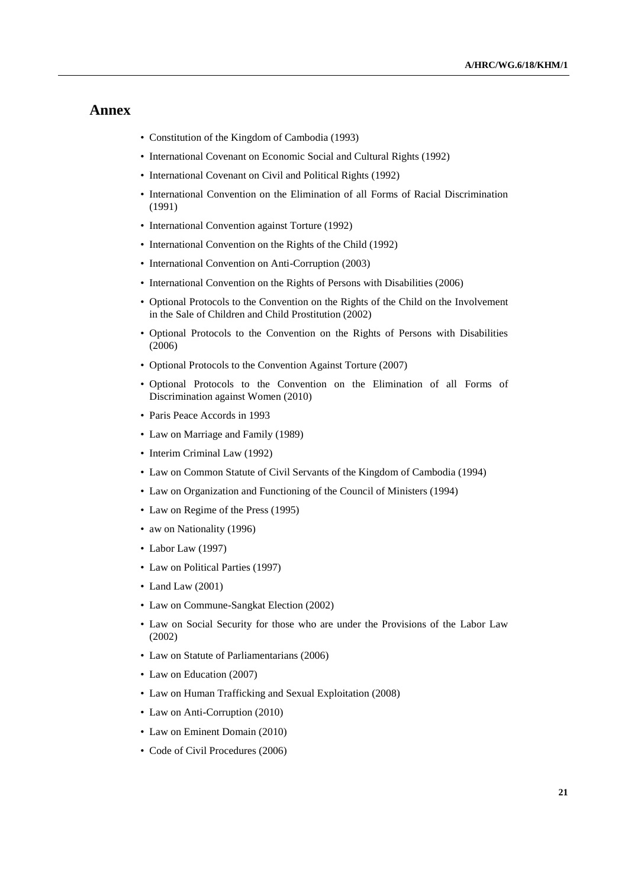# Annex

- Constitution of the Kingdom of Cambodia (1993)
- International Covenant on Economic Social and Cultural Rights (1992)
- International Covenant on Civil and Political Rights (1992)
- International Convention on the Elimination of all Forms of Racial Discrimination (1991)
- International Convention against Torture (1992)
- International Convention on the Rights of the Child (1992)
- International Convention on Anti-Corruption (2003)
- International Convention on the Rights of Persons with Disabilities (2006)
- Optional Protocols to the Convention on the Rights of the Child on the Involvement in the Sale of Children and Child Prostitution (2002)
- Optional Protocols to the Convention on the Rights of Persons with Disabilities (2006)
- Optional Protocols to the Convention Against Torture (2007)
- Optional Protocols to the Convention on the Elimination of all Forms of Discrimination against Women (2010)
- Paris Peace Accords in 1993
- Law on Marriage and Family (1989)
- Interim Criminal Law (1992)
- Law on Common Statute of Civil Servants of the Kingdom of Cambodia (1994)
- Law on Organization and Functioning of the Council of Ministers (1994)
- Law on Regime of the Press (1995)
- aw on Nationality (1996)
- Labor Law (1997)
- Law on Political Parties (1997)
- Land Law (2001)
- Law on Commune-Sangkat Election (2002)
- Law on Social Security for those who are under the Provisions of the Labor Law (2002)
- Law on Statute of Parliamentarians (2006)
- Law on Education (2007)
- Law on Human Trafficking and Sexual Exploitation (2008)
- Law on Anti-Corruption (2010)
- Law on Eminent Domain (2010)
- Code of Civil Procedures (2006)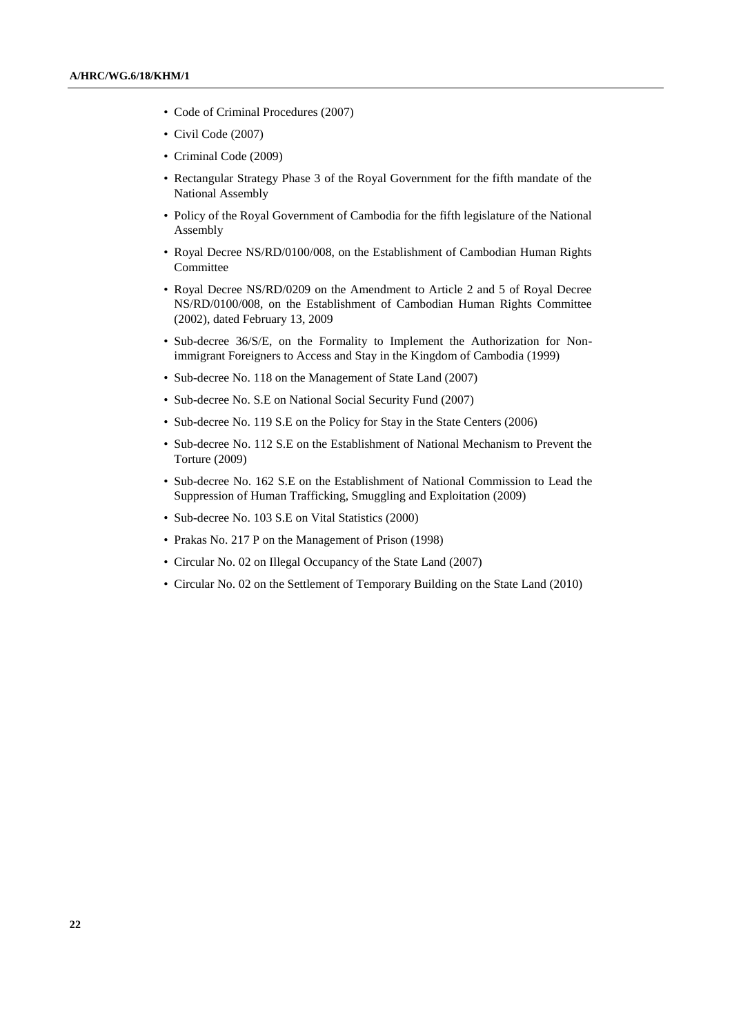- Code of Criminal Procedures (2007)
- Civil Code (2007)
- Criminal Code (2009)
- Rectangular Strategy Phase 3 of the Royal Government for the fifth mandate of the National Assembly
- Policy of the Royal Government of Cambodia for the fifth legislature of the National Assembly
- Royal Decree NS/RD/0100/008, on the Establishment of Cambodian Human Rights Committee
- Royal Decree NS/RD/0209 on the Amendment to Article 2 and 5 of Royal Decree NS/RD/0100/008, on the Establishment of Cambodian Human Rights Committee (2002), dated February 13, 2009
- Sub-decree 36/S/E, on the Formality to Implement the Authorization for Non-immigrant Foreigners to Access and Stay in the Kingdom of Cambodia (1999)
- Sub-decree No. 118 on the Management of State Land (2007)
- Sub-decree No. S.E on National Social Security Fund (2007)
- Sub-decree No. 119 S.E on the Policy for Stay in the State Centers (2006)
- Sub-decree No. 112 S.E on the Establishment of National Mechanism to Prevent the Torture (2009)
- Sub-decree No. 162 S.E on the Establishment of National Commission to Lead the Suppression of Human Trafficking, Smuggling and Exploitation (2009)
- Sub-decree No. 103 S.E on Vital Statistics (2000)
- Prakas No. 217 P on the Management of Prison (1998)
- Circular No. 02 on Illegal Occupancy of the State Land (2007)
- Circular No. 02 on the Settlement of Temporary Building on the State Land (2010)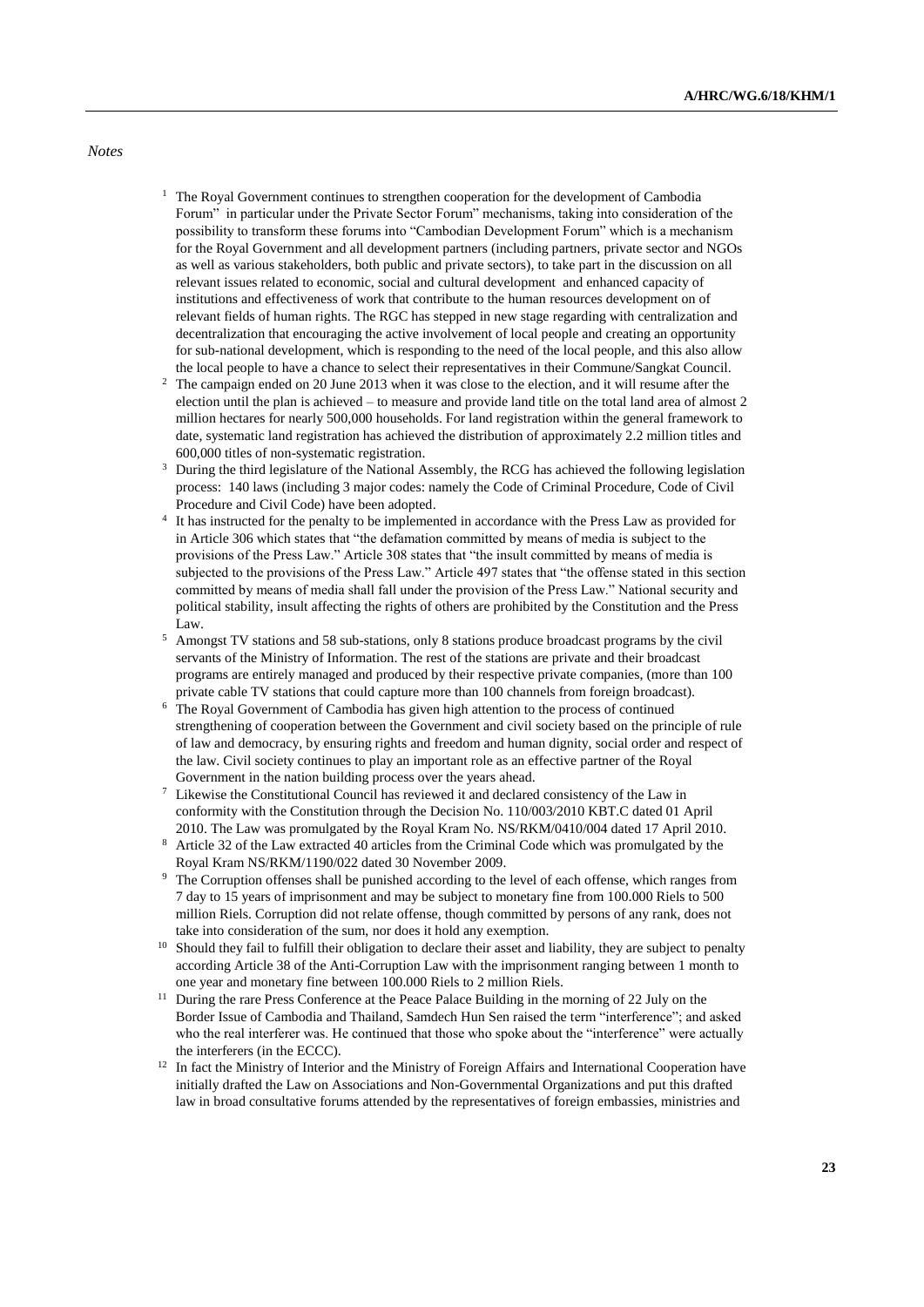*Notes*

1 The Royal Government continues to strengthen cooperation for the development of Cambodia Forum" in particular under the Private Sector Forum" mechanisms, taking into consideration of the possibility to transform these forums into "Cambodian Development Forum" which is a mechanism for the Royal Government and all development partners (including partners, private sector and NGOs as well as various stakeholders, both public and private sectors), to take part in the discussion on all relevant issues related to economic, social and cultural development and enhanced capacity of institutions and effectiveness of work that contribute to the human resources development on of relevant fields of human rights. The RGC has stepped in new stage regarding with centralization and decentralization that encouraging the active involvement of local people and creating an opportunity for sub-national development, which is responding to the need of the local people, and this also allow the local people to have a chance to select their representatives in their Commune/Sangkat Council.

2 The campaign ended on 20 June 2013 when it was close to the election, and it will resume after the election until the plan is achieved – to measure and provide land title on the total land area of almost 2 million hectares for nearly 500,000 households. For land registration within the general framework to date, systematic land registration has achieved the distribution of approximately 2.2 million titles and 600,000 titles of non-systematic registration.

3 During the third legislature of the National Assembly, the RCG has achieved the following legislation process: 140 laws (including 3 major codes: namely the Code of Criminal Procedure, Code of Civil Procedure and Civil Code) have been adopted.

4 It has instructed for the penalty to be implemented in accordance with the Press Law as provided for in Article 306 which states that "the defamation committed by means of media is subject to the provisions of the Press Law." Article 308 states that "the insult committed by means of media is subjected to the provisions of the Press Law." Article 497 states that "the offense stated in this section committed by means of media shall fall under the provision of the Press Law." National security and political stability, insult affecting the rights of others are prohibited by the Constitution and the Press Law.

5 Amongst TV stations and 58 sub-stations, only 8 stations produce broadcast programs by the civil servants of the Ministry of Information. The rest of the stations are private and their broadcast programs are entirely managed and produced by their respective private companies, (more than 100 private cable TV stations that could capture more than 100 channels from foreign broadcast).

6 The Royal Government of Cambodia has given high attention to the process of continued strengthening of cooperation between the Government and civil society based on the principle of rule of law and democracy, by ensuring rights and freedom and human dignity, social order and respect of the law. Civil society continues to play an important role as an effective partner of the Royal Government in the nation building process over the years ahead.

7 Likewise the Constitutional Council has reviewed it and declared consistency of the Law in conformity with the Constitution through the Decision No. 110/003/2010 KBT.C dated 01 April 2010. The Law was promulgated by the Royal Kram No. NS/RKM/0410/004 dated 17 April 2010.

8 Article 32 of the Law extracted 40 articles from the Criminal Code which was promulgated by the Royal Kram NS/RKM/1190/022 dated 30 November 2009.

9 The Corruption offenses shall be punished according to the level of each offense, which ranges from 7 day to 15 years of imprisonment and may be subject to monetary fine from 100.000 Riels to 500 million Riels. Corruption did not relate offense, though committed by persons of any rank, does not take into consideration of the sum, nor does it hold any exemption.

10 Should they fail to fulfill their obligation to declare their asset and liability, they are subject to penalty according Article 38 of the Anti-Corruption Law with the imprisonment ranging between 1 month to one year and monetary fine between 100.000 Riels to 2 million Riels.

11 During the rare Press Conference at the Peace Palace Building in the morning of 22 July on the Border Issue of Cambodia and Thailand, Samdech Hun Sen raised the term "interference"; and asked who the real interferer was. He continued that those who spoke about the "interference" were actually the interferers (in the ECCC).

12 In fact the Ministry of Interior and the Ministry of Foreign Affairs and International Cooperation have initially drafted the Law on Associations and Non-Governmental Organizations and put this drafted law in broad consultative forums attended by the representatives of foreign embassies, ministries and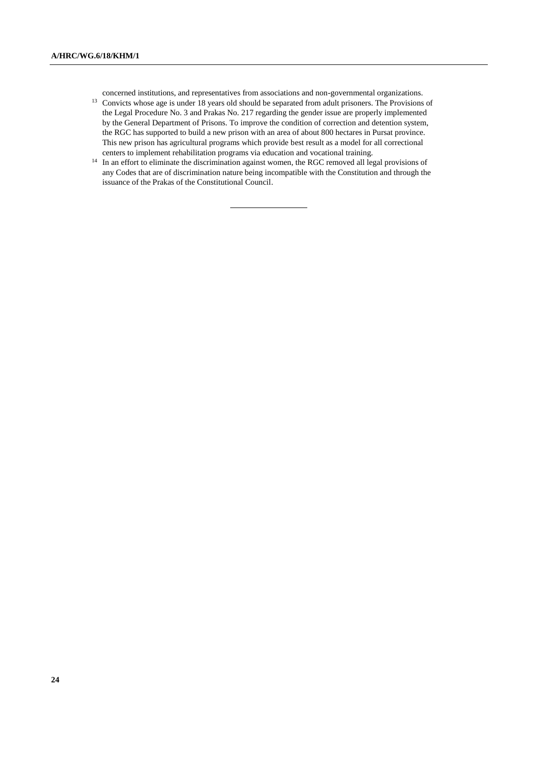concerned institutions, and representatives from associations and non-governmental organizations.

[13] Convicts whose age is under 18 years old should be separated from adult prisoners. The Provisions of the Legal Procedure No. 3 and Prakas No. 217 regarding the gender issue are properly implemented by the General Department of Prisons. To improve the condition of correction and detention system, the RGC has supported to build a new prison with an area of about 800 hectares in Pursat province. This new prison has agricultural programs which provide best result as a model for all correctional centers to implement rehabilitation programs via education and vocational training.

[14] In an effort to eliminate the discrimination against women, the RGC removed all legal provisions of any Codes that are of discrimination nature being incompatible with the Constitution and through the issuance of the Prakas of the Constitutional Council.